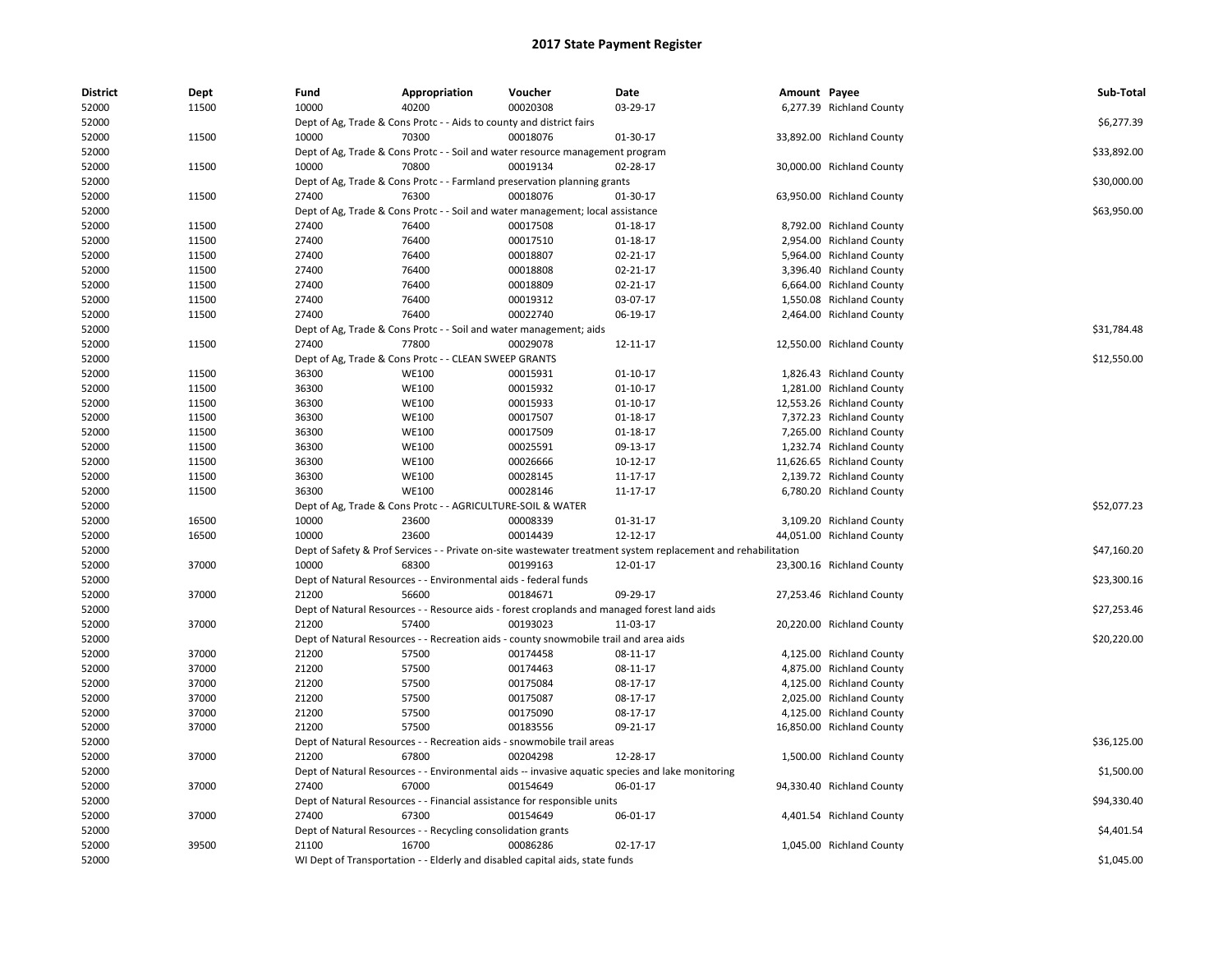# 2017 State Payment Register

| District | Dept | Fund | Appropriation | Voucher | Date | Amount | Payee | Sub-Total |
|---|---|---|---|---|---|---|---|---|
| 52000 | 11500 | 10000 | 40200 | 00020308 | 03-29-17 | 6,277.39 | Richland County | |
| 52000 | | Dept of Ag, Trade & Cons Protc - - Aids to county and district fairs | | | | | | $6,277.39 |
| 52000 | 11500 | 10000 | 70300 | 00018076 | 01-30-17 | 33,892.00 | Richland County | |
| 52000 | | Dept of Ag, Trade & Cons Protc - - Soil and water resource management program | | | | | | $33,892.00 |
| 52000 | 11500 | 10000 | 70800 | 00019134 | 02-28-17 | 30,000.00 | Richland County | |
| 52000 | | Dept of Ag, Trade & Cons Protc - - Farmland preservation planning grants | | | | | | $30,000.00 |
| 52000 | 11500 | 27400 | 76300 | 00018076 | 01-30-17 | 63,950.00 | Richland County | |
| 52000 | | Dept of Ag, Trade & Cons Protc - - Soil and water management; local assistance | | | | | | $63,950.00 |
| 52000 | 11500 | 27400 | 76400 | 00017508 | 01-18-17 | 8,792.00 | Richland County | |
| 52000 | 11500 | 27400 | 76400 | 00017510 | 01-18-17 | 2,954.00 | Richland County | |
| 52000 | 11500 | 27400 | 76400 | 00018807 | 02-21-17 | 5,964.00 | Richland County | |
| 52000 | 11500 | 27400 | 76400 | 00018808 | 02-21-17 | 3,396.40 | Richland County | |
| 52000 | 11500 | 27400 | 76400 | 00018809 | 02-21-17 | 6,664.00 | Richland County | |
| 52000 | 11500 | 27400 | 76400 | 00019312 | 03-07-17 | 1,550.08 | Richland County | |
| 52000 | 11500 | 27400 | 76400 | 00022740 | 06-19-17 | 2,464.00 | Richland County | |
| 52000 | | Dept of Ag, Trade & Cons Protc - - Soil and water management; aids | | | | | | $31,784.48 |
| 52000 | 11500 | 27400 | 77800 | 00029078 | 12-11-17 | 12,550.00 | Richland County | |
| 52000 | | Dept of Ag, Trade & Cons Protc - - CLEAN SWEEP GRANTS | | | | | | $12,550.00 |
| 52000 | 11500 | 36300 | WE100 | 00015931 | 01-10-17 | 1,826.43 | Richland County | |
| 52000 | 11500 | 36300 | WE100 | 00015932 | 01-10-17 | 1,281.00 | Richland County | |
| 52000 | 11500 | 36300 | WE100 | 00015933 | 01-10-17 | 12,553.26 | Richland County | |
| 52000 | 11500 | 36300 | WE100 | 00017507 | 01-18-17 | 7,372.23 | Richland County | |
| 52000 | 11500 | 36300 | WE100 | 00017509 | 01-18-17 | 7,265.00 | Richland County | |
| 52000 | 11500 | 36300 | WE100 | 00025591 | 09-13-17 | 1,232.74 | Richland County | |
| 52000 | 11500 | 36300 | WE100 | 00026666 | 10-12-17 | 11,626.65 | Richland County | |
| 52000 | 11500 | 36300 | WE100 | 00028145 | 11-17-17 | 2,139.72 | Richland County | |
| 52000 | 11500 | 36300 | WE100 | 00028146 | 11-17-17 | 6,780.20 | Richland County | |
| 52000 | | Dept of Ag, Trade & Cons Protc - - AGRICULTURE-SOIL & WATER | | | | | | $52,077.23 |
| 52000 | 16500 | 10000 | 23600 | 00008339 | 01-31-17 | 3,109.20 | Richland County | |
| 52000 | 16500 | 10000 | 23600 | 00014439 | 12-12-17 | 44,051.00 | Richland County | |
| 52000 | | Dept of Safety & Prof Services - - Private on-site wastewater treatment system replacement and rehabilitation | | | | | | $47,160.20 |
| 52000 | 37000 | 10000 | 68300 | 00199163 | 12-01-17 | 23,300.16 | Richland County | |
| 52000 | | Dept of Natural Resources - - Environmental aids - federal funds | | | | | | $23,300.16 |
| 52000 | 37000 | 21200 | 56600 | 00184671 | 09-29-17 | 27,253.46 | Richland County | |
| 52000 | | Dept of Natural Resources - - Resource aids - forest croplands and managed forest land aids | | | | | | $27,253.46 |
| 52000 | 37000 | 21200 | 57400 | 00193023 | 11-03-17 | 20,220.00 | Richland County | |
| 52000 | | Dept of Natural Resources - - Recreation aids - county snowmobile trail and area aids | | | | | | $20,220.00 |
| 52000 | 37000 | 21200 | 57500 | 00174458 | 08-11-17 | 4,125.00 | Richland County | |
| 52000 | 37000 | 21200 | 57500 | 00174463 | 08-11-17 | 4,875.00 | Richland County | |
| 52000 | 37000 | 21200 | 57500 | 00175084 | 08-17-17 | 4,125.00 | Richland County | |
| 52000 | 37000 | 21200 | 57500 | 00175087 | 08-17-17 | 2,025.00 | Richland County | |
| 52000 | 37000 | 21200 | 57500 | 00175090 | 08-17-17 | 4,125.00 | Richland County | |
| 52000 | 37000 | 21200 | 57500 | 00183556 | 09-21-17 | 16,850.00 | Richland County | |
| 52000 | | Dept of Natural Resources - - Recreation aids - snowmobile trail areas | | | | | | $36,125.00 |
| 52000 | 37000 | 21200 | 67800 | 00204298 | 12-28-17 | 1,500.00 | Richland County | |
| 52000 | | Dept of Natural Resources - - Environmental aids -- invasive aquatic species and lake monitoring | | | | | | $1,500.00 |
| 52000 | 37000 | 27400 | 67000 | 00154649 | 06-01-17 | 94,330.40 | Richland County | |
| 52000 | | Dept of Natural Resources - - Financial assistance for responsible units | | | | | | $94,330.40 |
| 52000 | 37000 | 27400 | 67300 | 00154649 | 06-01-17 | 4,401.54 | Richland County | |
| 52000 | | Dept of Natural Resources - - Recycling consolidation grants | | | | | | $4,401.54 |
| 52000 | 39500 | 21100 | 16700 | 00086286 | 02-17-17 | 1,045.00 | Richland County | |
| 52000 | | WI Dept of Transportation - - Elderly and disabled capital aids, state funds | | | | | | $1,045.00 |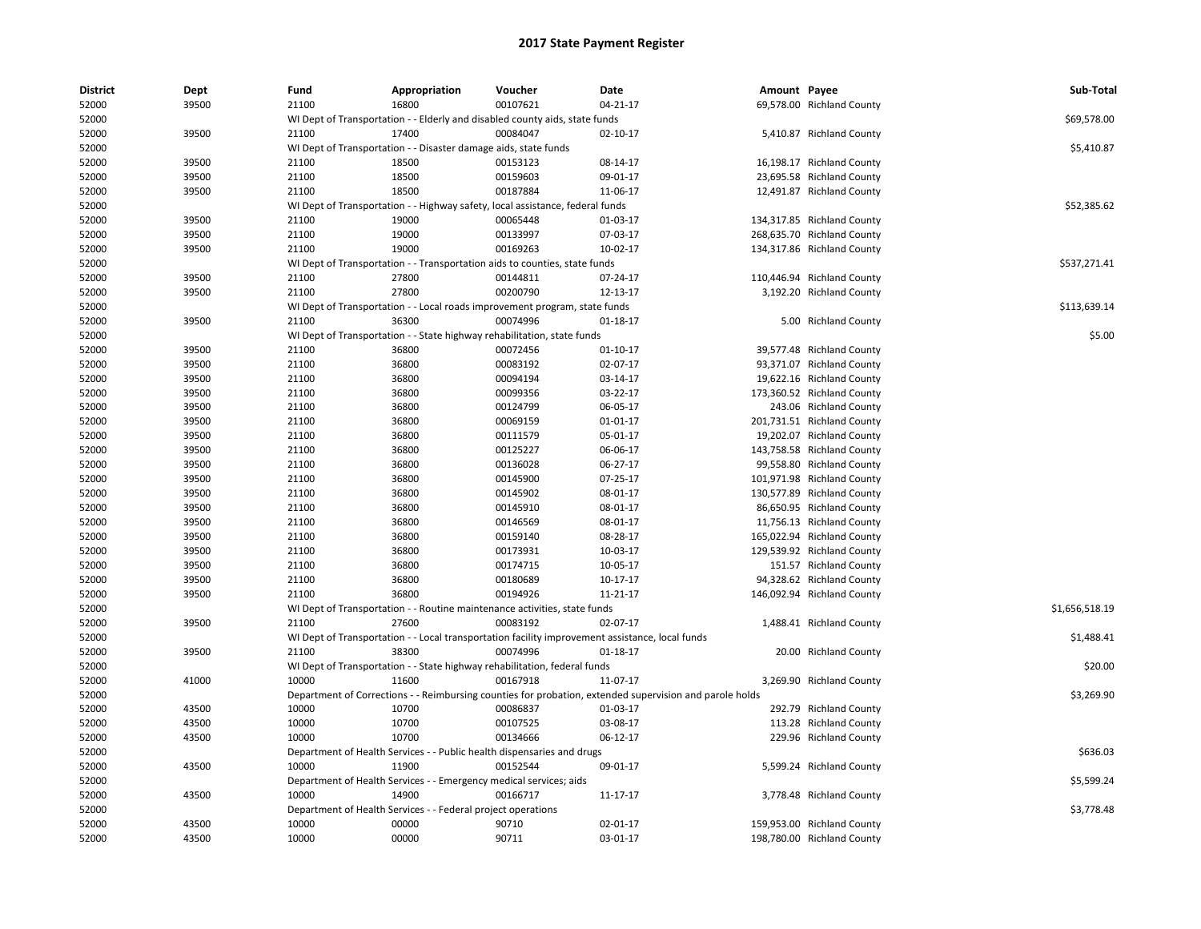# 2017 State Payment Register

| District | Dept | Fund | Appropriation | Voucher | Date | Amount | Payee | Sub-Total |
|---|---|---|---|---|---|---|---|---|
| 52000 | 39500 | 21100 | 16800 | 00107621 | 04-21-17 | 69,578.00 | Richland County | |
| 52000 | | WI Dept of Transportation - - Elderly and disabled county aids, state funds | | | | | | $69,578.00 |
| 52000 | 39500 | 21100 | 17400 | 00084047 | 02-10-17 | 5,410.87 | Richland County | |
| 52000 | | WI Dept of Transportation - - Disaster damage aids, state funds | | | | | | $5,410.87 |
| 52000 | 39500 | 21100 | 18500 | 00153123 | 08-14-17 | 16,198.17 | Richland County | |
| 52000 | 39500 | 21100 | 18500 | 00159603 | 09-01-17 | 23,695.58 | Richland County | |
| 52000 | 39500 | 21100 | 18500 | 00187884 | 11-06-17 | 12,491.87 | Richland County | |
| 52000 | | WI Dept of Transportation - - Highway safety, local assistance, federal funds | | | | | | $52,385.62 |
| 52000 | 39500 | 21100 | 19000 | 00065448 | 01-03-17 | 134,317.85 | Richland County | |
| 52000 | 39500 | 21100 | 19000 | 00133997 | 07-03-17 | 268,635.70 | Richland County | |
| 52000 | 39500 | 21100 | 19000 | 00169263 | 10-02-17 | 134,317.86 | Richland County | |
| 52000 | | WI Dept of Transportation - - Transportation aids to counties, state funds | | | | | | $537,271.41 |
| 52000 | 39500 | 21100 | 27800 | 00144811 | 07-24-17 | 110,446.94 | Richland County | |
| 52000 | 39500 | 21100 | 27800 | 00200790 | 12-13-17 | 3,192.20 | Richland County | |
| 52000 | | WI Dept of Transportation - - Local roads improvement program, state funds | | | | | | $113,639.14 |
| 52000 | 39500 | 21100 | 36300 | 00074996 | 01-18-17 | 5.00 | Richland County | |
| 52000 | | WI Dept of Transportation - - State highway rehabilitation, state funds | | | | | | $5.00 |
| 52000 | 39500 | 21100 | 36800 | 00072456 | 01-10-17 | 39,577.48 | Richland County | |
| 52000 | 39500 | 21100 | 36800 | 00083192 | 02-07-17 | 93,371.07 | Richland County | |
| 52000 | 39500 | 21100 | 36800 | 00094194 | 03-14-17 | 19,622.16 | Richland County | |
| 52000 | 39500 | 21100 | 36800 | 00099356 | 03-22-17 | 173,360.52 | Richland County | |
| 52000 | 39500 | 21100 | 36800 | 00124799 | 06-05-17 | 243.06 | Richland County | |
| 52000 | 39500 | 21100 | 36800 | 00069159 | 01-01-17 | 201,731.51 | Richland County | |
| 52000 | 39500 | 21100 | 36800 | 00111579 | 05-01-17 | 19,202.07 | Richland County | |
| 52000 | 39500 | 21100 | 36800 | 00125227 | 06-06-17 | 143,758.58 | Richland County | |
| 52000 | 39500 | 21100 | 36800 | 00136028 | 06-27-17 | 99,558.80 | Richland County | |
| 52000 | 39500 | 21100 | 36800 | 00145900 | 07-25-17 | 101,971.98 | Richland County | |
| 52000 | 39500 | 21100 | 36800 | 00145902 | 08-01-17 | 130,577.89 | Richland County | |
| 52000 | 39500 | 21100 | 36800 | 00145910 | 08-01-17 | 86,650.95 | Richland County | |
| 52000 | 39500 | 21100 | 36800 | 00146569 | 08-01-17 | 11,756.13 | Richland County | |
| 52000 | 39500 | 21100 | 36800 | 00159140 | 08-28-17 | 165,022.94 | Richland County | |
| 52000 | 39500 | 21100 | 36800 | 00173931 | 10-03-17 | 129,539.92 | Richland County | |
| 52000 | 39500 | 21100 | 36800 | 00174715 | 10-05-17 | 151.57 | Richland County | |
| 52000 | 39500 | 21100 | 36800 | 00180689 | 10-17-17 | 94,328.62 | Richland County | |
| 52000 | 39500 | 21100 | 36800 | 00194926 | 11-21-17 | 146,092.94 | Richland County | |
| 52000 | | WI Dept of Transportation - - Routine maintenance activities, state funds | | | | | | $1,656,518.19 |
| 52000 | 39500 | 21100 | 27600 | 00083192 | 02-07-17 | 1,488.41 | Richland County | |
| 52000 | | WI Dept of Transportation - - Local transportation facility improvement assistance, local funds | | | | | | $1,488.41 |
| 52000 | 39500 | 21100 | 38300 | 00074996 | 01-18-17 | 20.00 | Richland County | |
| 52000 | | WI Dept of Transportation - - State highway rehabilitation, federal funds | | | | | | $20.00 |
| 52000 | 41000 | 10000 | 11600 | 00167918 | 11-07-17 | 3,269.90 | Richland County | |
| 52000 | | Department of Corrections - - Reimbursing counties for probation, extended supervision and parole holds | | | | | | $3,269.90 |
| 52000 | 43500 | 10000 | 10700 | 00086837 | 01-03-17 | 292.79 | Richland County | |
| 52000 | 43500 | 10000 | 10700 | 00107525 | 03-08-17 | 113.28 | Richland County | |
| 52000 | 43500 | 10000 | 10700 | 00134666 | 06-12-17 | 229.96 | Richland County | |
| 52000 | | Department of Health Services - - Public health dispensaries and drugs | | | | | | $636.03 |
| 52000 | 43500 | 10000 | 11900 | 00152544 | 09-01-17 | 5,599.24 | Richland County | |
| 52000 | | Department of Health Services - - Emergency medical services; aids | | | | | | $5,599.24 |
| 52000 | 43500 | 10000 | 14900 | 00166717 | 11-17-17 | 3,778.48 | Richland County | |
| 52000 | | Department of Health Services - - Federal project operations | | | | | | $3,778.48 |
| 52000 | 43500 | 10000 | 00000 | 90710 | 02-01-17 | 159,953.00 | Richland County | |
| 52000 | 43500 | 10000 | 00000 | 90711 | 03-01-17 | 198,780.00 | Richland County | |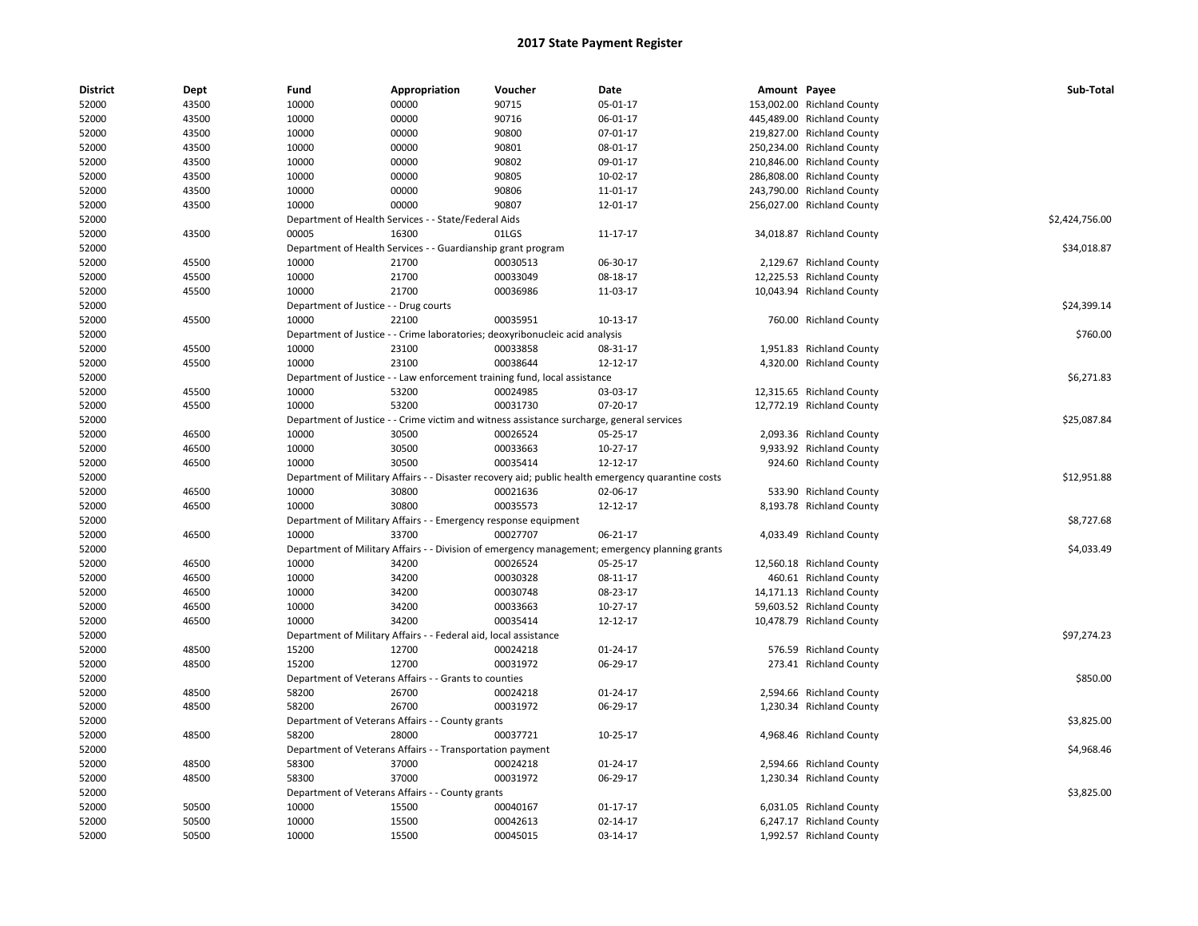# 2017 State Payment Register

| District | Dept | Fund | Appropriation | Voucher | Date | Amount | Payee | Sub-Total |
|---|---|---|---|---|---|---|---|---|
| 52000 | 43500 | 10000 | 00000 | 90715 | 05-01-17 | 153,002.00 | Richland County | |
| 52000 | 43500 | 10000 | 00000 | 90716 | 06-01-17 | 445,489.00 | Richland County | |
| 52000 | 43500 | 10000 | 00000 | 90800 | 07-01-17 | 219,827.00 | Richland County | |
| 52000 | 43500 | 10000 | 00000 | 90801 | 08-01-17 | 250,234.00 | Richland County | |
| 52000 | 43500 | 10000 | 00000 | 90802 | 09-01-17 | 210,846.00 | Richland County | |
| 52000 | 43500 | 10000 | 00000 | 90805 | 10-02-17 | 286,808.00 | Richland County | |
| 52000 | 43500 | 10000 | 00000 | 90806 | 11-01-17 | 243,790.00 | Richland County | |
| 52000 | 43500 | 10000 | 00000 | 90807 | 12-01-17 | 256,027.00 | Richland County | |
| 52000 | | Department of Health Services - - State/Federal Aids | | | | | | $2,424,756.00 |
| 52000 | 43500 | 00005 | 16300 | 01LGS | 11-17-17 | 34,018.87 | Richland County | |
| 52000 | | Department of Health Services - - Guardianship grant program | | | | | | $34,018.87 |
| 52000 | 45500 | 10000 | 21700 | 00030513 | 06-30-17 | 2,129.67 | Richland County | |
| 52000 | 45500 | 10000 | 21700 | 00033049 | 08-18-17 | 12,225.53 | Richland County | |
| 52000 | 45500 | 10000 | 21700 | 00036986 | 11-03-17 | 10,043.94 | Richland County | |
| 52000 | | Department of Justice - - Drug courts | | | | | | $24,399.14 |
| 52000 | 45500 | 10000 | 22100 | 00035951 | 10-13-17 | 760.00 | Richland County | |
| 52000 | | Department of Justice - - Crime laboratories; deoxyribonucleic acid analysis | | | | | | $760.00 |
| 52000 | 45500 | 10000 | 23100 | 00033858 | 08-31-17 | 1,951.83 | Richland County | |
| 52000 | 45500 | 10000 | 23100 | 00038644 | 12-12-17 | 4,320.00 | Richland County | |
| 52000 | | Department of Justice - - Law enforcement training fund, local assistance | | | | | | $6,271.83 |
| 52000 | 45500 | 10000 | 53200 | 00024985 | 03-03-17 | 12,315.65 | Richland County | |
| 52000 | 45500 | 10000 | 53200 | 00031730 | 07-20-17 | 12,772.19 | Richland County | |
| 52000 | | Department of Justice - - Crime victim and witness assistance surcharge, general services | | | | | | $25,087.84 |
| 52000 | 46500 | 10000 | 30500 | 00026524 | 05-25-17 | 2,093.36 | Richland County | |
| 52000 | 46500 | 10000 | 30500 | 00033663 | 10-27-17 | 9,933.92 | Richland County | |
| 52000 | 46500 | 10000 | 30500 | 00035414 | 12-12-17 | 924.60 | Richland County | |
| 52000 | | Department of Military Affairs - - Disaster recovery aid; public health emergency quarantine costs | | | | | | $12,951.88 |
| 52000 | 46500 | 10000 | 30800 | 00021636 | 02-06-17 | 533.90 | Richland County | |
| 52000 | 46500 | 10000 | 30800 | 00035573 | 12-12-17 | 8,193.78 | Richland County | |
| 52000 | | Department of Military Affairs - - Emergency response equipment | | | | | | $8,727.68 |
| 52000 | 46500 | 10000 | 33700 | 00027707 | 06-21-17 | 4,033.49 | Richland County | |
| 52000 | | Department of Military Affairs - - Division of emergency management; emergency planning grants | | | | | | $4,033.49 |
| 52000 | 46500 | 10000 | 34200 | 00026524 | 05-25-17 | 12,560.18 | Richland County | |
| 52000 | 46500 | 10000 | 34200 | 00030328 | 08-11-17 | 460.61 | Richland County | |
| 52000 | 46500 | 10000 | 34200 | 00030748 | 08-23-17 | 14,171.13 | Richland County | |
| 52000 | 46500 | 10000 | 34200 | 00033663 | 10-27-17 | 59,603.52 | Richland County | |
| 52000 | 46500 | 10000 | 34200 | 00035414 | 12-12-17 | 10,478.79 | Richland County | |
| 52000 | | Department of Military Affairs - - Federal aid, local assistance | | | | | | $97,274.23 |
| 52000 | 48500 | 15200 | 12700 | 00024218 | 01-24-17 | 576.59 | Richland County | |
| 52000 | 48500 | 15200 | 12700 | 00031972 | 06-29-17 | 273.41 | Richland County | |
| 52000 | | Department of Veterans Affairs - - Grants to counties | | | | | | $850.00 |
| 52000 | 48500 | 58200 | 26700 | 00024218 | 01-24-17 | 2,594.66 | Richland County | |
| 52000 | 48500 | 58200 | 26700 | 00031972 | 06-29-17 | 1,230.34 | Richland County | |
| 52000 | | Department of Veterans Affairs - - County grants | | | | | | $3,825.00 |
| 52000 | 48500 | 58200 | 28000 | 00037721 | 10-25-17 | 4,968.46 | Richland County | |
| 52000 | | Department of Veterans Affairs - - Transportation payment | | | | | | $4,968.46 |
| 52000 | 48500 | 58300 | 37000 | 00024218 | 01-24-17 | 2,594.66 | Richland County | |
| 52000 | 48500 | 58300 | 37000 | 00031972 | 06-29-17 | 1,230.34 | Richland County | |
| 52000 | | Department of Veterans Affairs - - County grants | | | | | | $3,825.00 |
| 52000 | 50500 | 10000 | 15500 | 00040167 | 01-17-17 | 6,031.05 | Richland County | |
| 52000 | 50500 | 10000 | 15500 | 00042613 | 02-14-17 | 6,247.17 | Richland County | |
| 52000 | 50500 | 10000 | 15500 | 00045015 | 03-14-17 | 1,992.57 | Richland County | |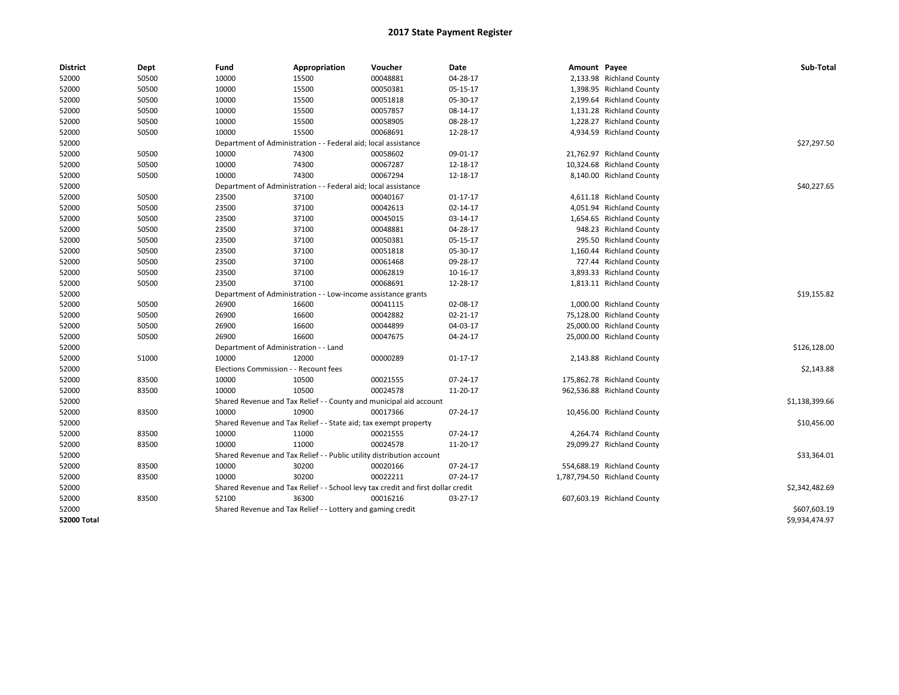# 2017 State Payment Register

| District | Dept | Fund | Appropriation | Voucher | Date | Amount | Payee | Sub-Total |
|---|---|---|---|---|---|---|---|---|
| 52000 | 50500 | 10000 | 15500 | 00048881 | 04-28-17 | 2,133.98 | Richland County | |
| 52000 | 50500 | 10000 | 15500 | 00050381 | 05-15-17 | 1,398.95 | Richland County | |
| 52000 | 50500 | 10000 | 15500 | 00051818 | 05-30-17 | 2,199.64 | Richland County | |
| 52000 | 50500 | 10000 | 15500 | 00057857 | 08-14-17 | 1,131.28 | Richland County | |
| 52000 | 50500 | 10000 | 15500 | 00058905 | 08-28-17 | 1,228.27 | Richland County | |
| 52000 | 50500 | 10000 | 15500 | 00068691 | 12-28-17 | 4,934.59 | Richland County | |
| 52000 | | Department of Administration - - Federal aid; local assistance | | | | | | $27,297.50 |
| 52000 | 50500 | 10000 | 74300 | 00058602 | 09-01-17 | 21,762.97 | Richland County | |
| 52000 | 50500 | 10000 | 74300 | 00067287 | 12-18-17 | 10,324.68 | Richland County | |
| 52000 | 50500 | 10000 | 74300 | 00067294 | 12-18-17 | 8,140.00 | Richland County | |
| 52000 | | Department of Administration - - Federal aid; local assistance | | | | | | $40,227.65 |
| 52000 | 50500 | 23500 | 37100 | 00040167 | 01-17-17 | 4,611.18 | Richland County | |
| 52000 | 50500 | 23500 | 37100 | 00042613 | 02-14-17 | 4,051.94 | Richland County | |
| 52000 | 50500 | 23500 | 37100 | 00045015 | 03-14-17 | 1,654.65 | Richland County | |
| 52000 | 50500 | 23500 | 37100 | 00048881 | 04-28-17 | 948.23 | Richland County | |
| 52000 | 50500 | 23500 | 37100 | 00050381 | 05-15-17 | 295.50 | Richland County | |
| 52000 | 50500 | 23500 | 37100 | 00051818 | 05-30-17 | 1,160.44 | Richland County | |
| 52000 | 50500 | 23500 | 37100 | 00061468 | 09-28-17 | 727.44 | Richland County | |
| 52000 | 50500 | 23500 | 37100 | 00062819 | 10-16-17 | 3,893.33 | Richland County | |
| 52000 | 50500 | 23500 | 37100 | 00068691 | 12-28-17 | 1,813.11 | Richland County | |
| 52000 | | Department of Administration - - Low-income assistance grants | | | | | | $19,155.82 |
| 52000 | 50500 | 26900 | 16600 | 00041115 | 02-08-17 | 1,000.00 | Richland County | |
| 52000 | 50500 | 26900 | 16600 | 00042882 | 02-21-17 | 75,128.00 | Richland County | |
| 52000 | 50500 | 26900 | 16600 | 00044899 | 04-03-17 | 25,000.00 | Richland County | |
| 52000 | 50500 | 26900 | 16600 | 00047675 | 04-24-17 | 25,000.00 | Richland County | |
| 52000 | | Department of Administration - - Land | | | | | | $126,128.00 |
| 52000 | 51000 | 10000 | 12000 | 00000289 | 01-17-17 | 2,143.88 | Richland County | |
| 52000 | | Elections Commission - - Recount fees | | | | | | $2,143.88 |
| 52000 | 83500 | 10000 | 10500 | 00021555 | 07-24-17 | 175,862.78 | Richland County | |
| 52000 | 83500 | 10000 | 10500 | 00024578 | 11-20-17 | 962,536.88 | Richland County | |
| 52000 | | Shared Revenue and Tax Relief - - County and municipal aid account | | | | | | $1,138,399.66 |
| 52000 | 83500 | 10000 | 10900 | 00017366 | 07-24-17 | 10,456.00 | Richland County | |
| 52000 | | Shared Revenue and Tax Relief - - State aid; tax exempt property | | | | | | $10,456.00 |
| 52000 | 83500 | 10000 | 11000 | 00021555 | 07-24-17 | 4,264.74 | Richland County | |
| 52000 | 83500 | 10000 | 11000 | 00024578 | 11-20-17 | 29,099.27 | Richland County | |
| 52000 | | Shared Revenue and Tax Relief - - Public utility distribution account | | | | | | $33,364.01 |
| 52000 | 83500 | 10000 | 30200 | 00020166 | 07-24-17 | 554,688.19 | Richland County | |
| 52000 | 83500 | 10000 | 30200 | 00022211 | 07-24-17 | 1,787,794.50 | Richland County | |
| 52000 | | Shared Revenue and Tax Relief - - School levy tax credit and first dollar credit | | | | | | $2,342,482.69 |
| 52000 | 83500 | 52100 | 36300 | 00016216 | 03-27-17 | 607,603.19 | Richland County | |
| 52000 | | Shared Revenue and Tax Relief - - Lottery and gaming credit | | | | | | $607,603.19 |
| **52000 Total** | | | | | | | | $9,934,474.97 |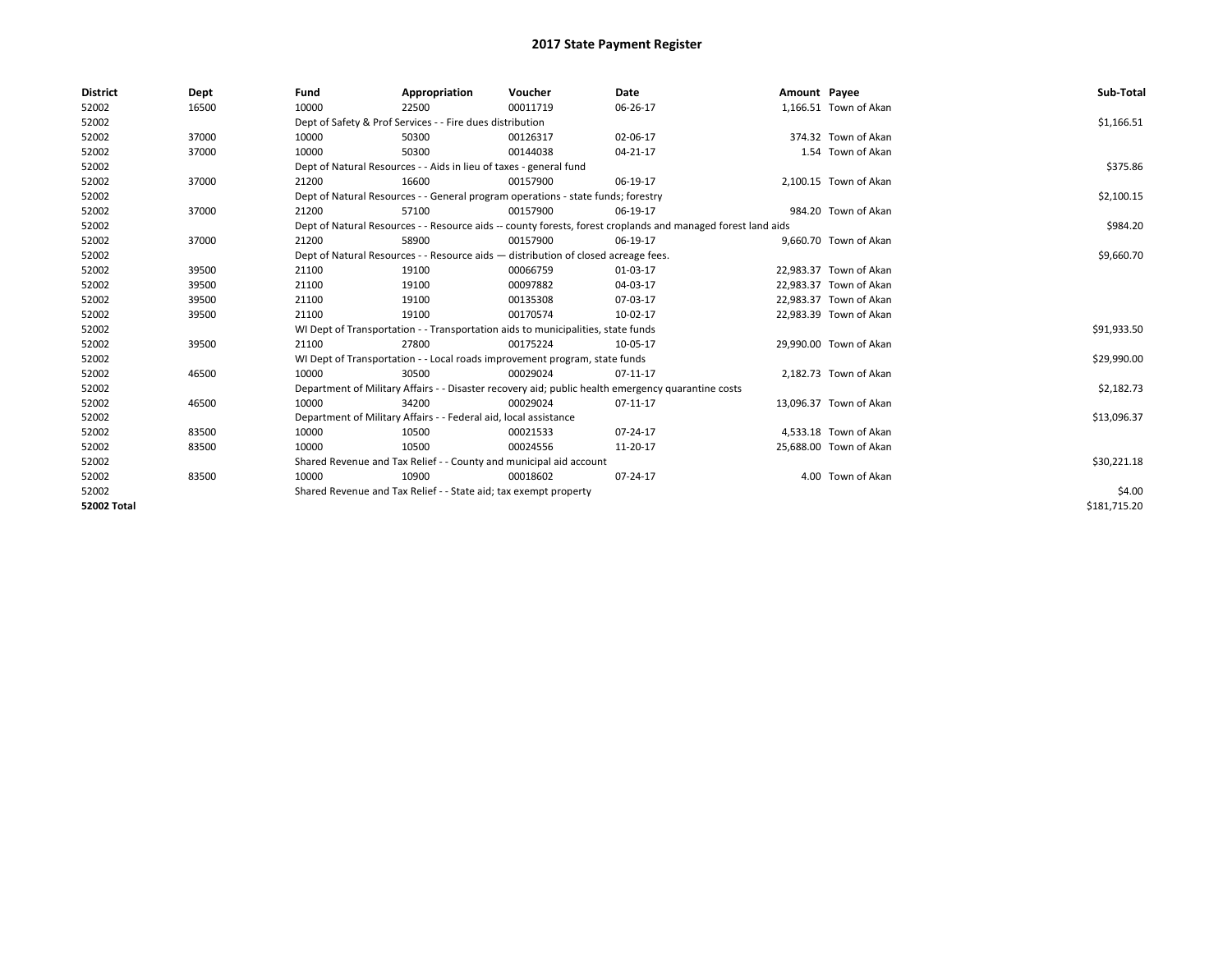# 2017 State Payment Register

| District | Dept | Fund | Appropriation | Voucher | Date | Amount | Payee | Sub-Total |
|---|---|---|---|---|---|---|---|---|
| 52002 | 16500 | 10000 | 22500 | 00011719 | 06-26-17 | 1,166.51 | Town of Akan | |
| 52002 | | Dept of Safety & Prof Services - - Fire dues distribution | | | | | | $1,166.51 |
| 52002 | 37000 | 10000 | 50300 | 00126317 | 02-06-17 | 374.32 | Town of Akan | |
| 52002 | 37000 | 10000 | 50300 | 00144038 | 04-21-17 | 1.54 | Town of Akan | |
| 52002 | | Dept of Natural Resources - - Aids in lieu of taxes - general fund | | | | | | $375.86 |
| 52002 | 37000 | 21200 | 16600 | 00157900 | 06-19-17 | 2,100.15 | Town of Akan | |
| 52002 | | Dept of Natural Resources - - General program operations - state funds; forestry | | | | | | $2,100.15 |
| 52002 | 37000 | 21200 | 57100 | 00157900 | 06-19-17 | 984.20 | Town of Akan | |
| 52002 | | Dept of Natural Resources - - Resource aids -- county forests, forest croplands and managed forest land aids | | | | | | $984.20 |
| 52002 | 37000 | 21200 | 58900 | 00157900 | 06-19-17 | 9,660.70 | Town of Akan | |
| 52002 | | Dept of Natural Resources - - Resource aids — distribution of closed acreage fees. | | | | | | $9,660.70 |
| 52002 | 39500 | 21100 | 19100 | 00066759 | 01-03-17 | 22,983.37 | Town of Akan | |
| 52002 | 39500 | 21100 | 19100 | 00097882 | 04-03-17 | 22,983.37 | Town of Akan | |
| 52002 | 39500 | 21100 | 19100 | 00135308 | 07-03-17 | 22,983.37 | Town of Akan | |
| 52002 | 39500 | 21100 | 19100 | 00170574 | 10-02-17 | 22,983.39 | Town of Akan | |
| 52002 | | WI Dept of Transportation - - Transportation aids to municipalities, state funds | | | | | | $91,933.50 |
| 52002 | 39500 | 21100 | 27800 | 00175224 | 10-05-17 | 29,990.00 | Town of Akan | |
| 52002 | | WI Dept of Transportation - - Local roads improvement program, state funds | | | | | | $29,990.00 |
| 52002 | 46500 | 10000 | 30500 | 00029024 | 07-11-17 | 2,182.73 | Town of Akan | |
| 52002 | | Department of Military Affairs - - Disaster recovery aid; public health emergency quarantine costs | | | | | | $2,182.73 |
| 52002 | 46500 | 10000 | 34200 | 00029024 | 07-11-17 | 13,096.37 | Town of Akan | |
| 52002 | | Department of Military Affairs - - Federal aid, local assistance | | | | | | $13,096.37 |
| 52002 | 83500 | 10000 | 10500 | 00021533 | 07-24-17 | 4,533.18 | Town of Akan | |
| 52002 | 83500 | 10000 | 10500 | 00024556 | 11-20-17 | 25,688.00 | Town of Akan | |
| 52002 | | Shared Revenue and Tax Relief - - County and municipal aid account | | | | | | $30,221.18 |
| 52002 | 83500 | 10000 | 10900 | 00018602 | 07-24-17 | 4.00 | Town of Akan | |
| 52002 | | Shared Revenue and Tax Relief - - State aid; tax exempt property | | | | | | $4.00 |
| **52002 Total** | | | | | | | | $181,715.20 |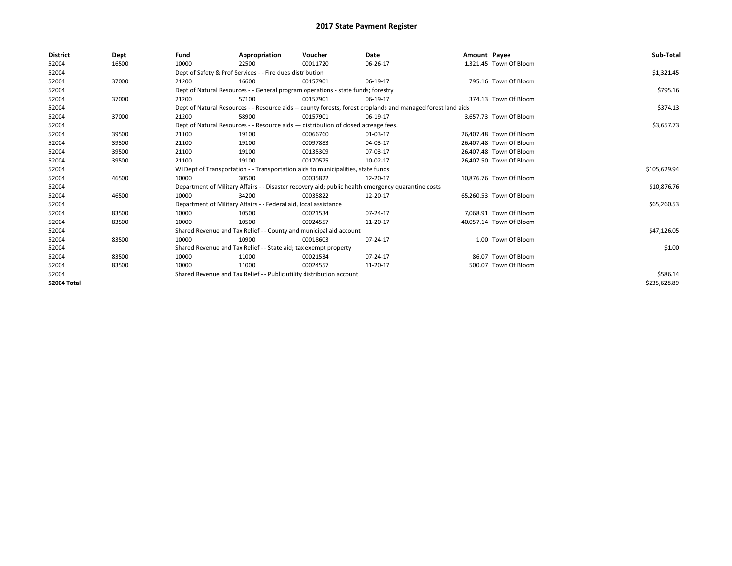# 2017 State Payment Register

| District | Dept | Fund | Appropriation | Voucher | Date | Amount | Payee | Sub-Total |
|---|---|---|---|---|---|---|---|---|
| 52004 | 16500 | 10000 | 22500 | 00011720 | 06-26-17 | 1,321.45 | Town Of Bloom | |
| 52004 | | Dept of Safety & Prof Services - - Fire dues distribution | | | | | | $1,321.45 |
| 52004 | 37000 | 21200 | 16600 | 00157901 | 06-19-17 | 795.16 | Town Of Bloom | |
| 52004 | | Dept of Natural Resources - - General program operations - state funds; forestry | | | | | | $795.16 |
| 52004 | 37000 | 21200 | 57100 | 00157901 | 06-19-17 | 374.13 | Town Of Bloom | |
| 52004 | | Dept of Natural Resources - - Resource aids -- county forests, forest croplands and managed forest land aids | | | | | | $374.13 |
| 52004 | 37000 | 21200 | 58900 | 00157901 | 06-19-17 | 3,657.73 | Town Of Bloom | |
| 52004 | | Dept of Natural Resources - - Resource aids — distribution of closed acreage fees. | | | | | | $3,657.73 |
| 52004 | 39500 | 21100 | 19100 | 00066760 | 01-03-17 | 26,407.48 | Town Of Bloom | |
| 52004 | 39500 | 21100 | 19100 | 00097883 | 04-03-17 | 26,407.48 | Town Of Bloom | |
| 52004 | 39500 | 21100 | 19100 | 00135309 | 07-03-17 | 26,407.48 | Town Of Bloom | |
| 52004 | 39500 | 21100 | 19100 | 00170575 | 10-02-17 | 26,407.50 | Town Of Bloom | |
| 52004 | | WI Dept of Transportation - - Transportation aids to municipalities, state funds | | | | | | $105,629.94 |
| 52004 | 46500 | 10000 | 30500 | 00035822 | 12-20-17 | 10,876.76 | Town Of Bloom | |
| 52004 | | Department of Military Affairs - - Disaster recovery aid; public health emergency quarantine costs | | | | | | $10,876.76 |
| 52004 | 46500 | 10000 | 34200 | 00035822 | 12-20-17 | 65,260.53 | Town Of Bloom | |
| 52004 | | Department of Military Affairs - - Federal aid, local assistance | | | | | | $65,260.53 |
| 52004 | 83500 | 10000 | 10500 | 00021534 | 07-24-17 | 7,068.91 | Town Of Bloom | |
| 52004 | 83500 | 10000 | 10500 | 00024557 | 11-20-17 | 40,057.14 | Town Of Bloom | |
| 52004 | | Shared Revenue and Tax Relief - - County and municipal aid account | | | | | | $47,126.05 |
| 52004 | 83500 | 10000 | 10900 | 00018603 | 07-24-17 | 1.00 | Town Of Bloom | |
| 52004 | | Shared Revenue and Tax Relief - - State aid; tax exempt property | | | | | | $1.00 |
| 52004 | 83500 | 10000 | 11000 | 00021534 | 07-24-17 | 86.07 | Town Of Bloom | |
| 52004 | 83500 | 10000 | 11000 | 00024557 | 11-20-17 | 500.07 | Town Of Bloom | |
| 52004 | | Shared Revenue and Tax Relief - - Public utility distribution account | | | | | | $586.14 |
| **52004 Total** | | | | | | | | $235,628.89 |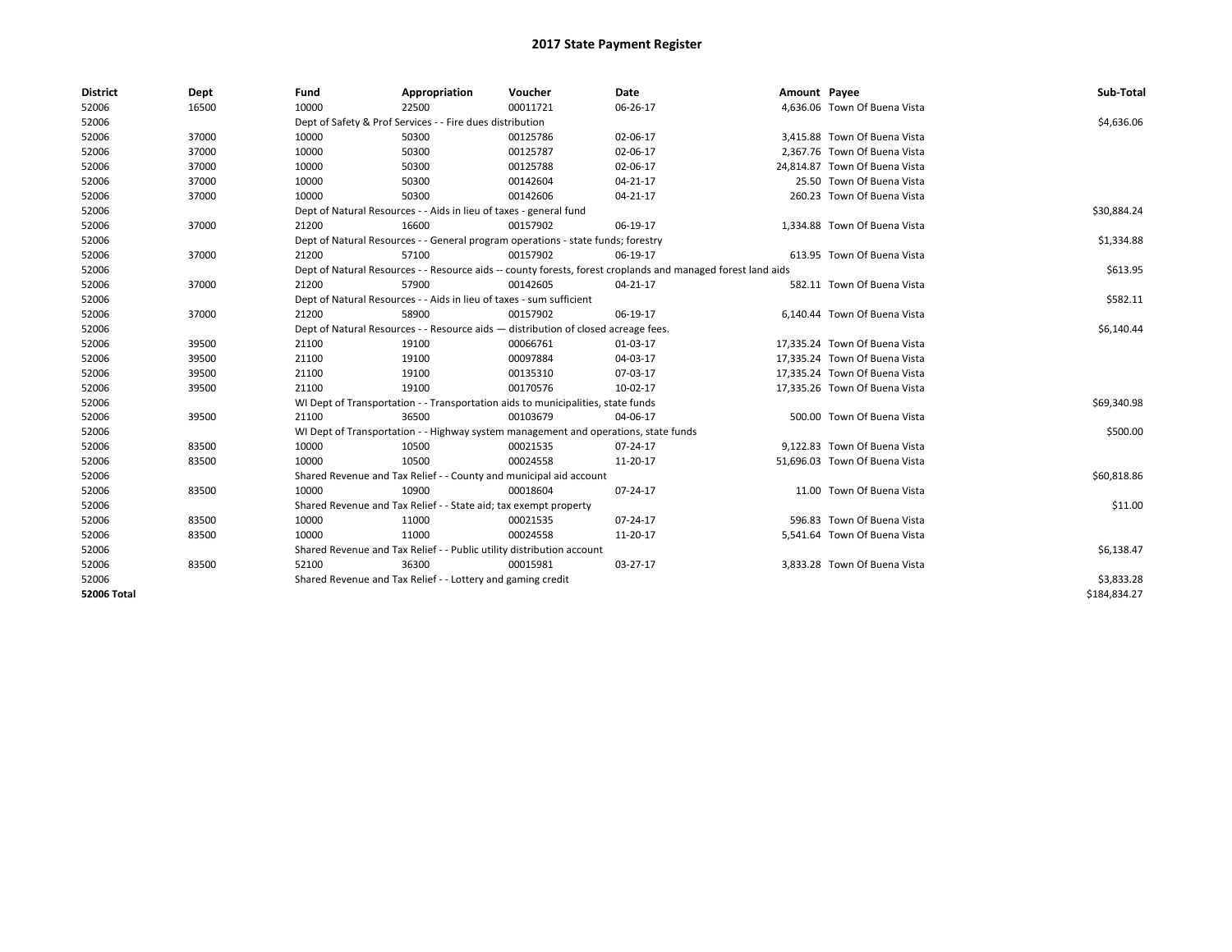# 2017 State Payment Register

| District | Dept | Fund | Appropriation | Voucher | Date | Amount | Payee | Sub-Total |
|---|---|---|---|---|---|---|---|---|
| 52006 | 16500 | 10000 | 22500 | 00011721 | 06-26-17 | 4,636.06 | Town Of Buena Vista | |
| 52006 | | Dept of Safety & Prof Services - - Fire dues distribution | | | | | | $4,636.06 |
| 52006 | 37000 | 10000 | 50300 | 00125786 | 02-06-17 | 3,415.88 | Town Of Buena Vista | |
| 52006 | 37000 | 10000 | 50300 | 00125787 | 02-06-17 | 2,367.76 | Town Of Buena Vista | |
| 52006 | 37000 | 10000 | 50300 | 00125788 | 02-06-17 | 24,814.87 | Town Of Buena Vista | |
| 52006 | 37000 | 10000 | 50300 | 00142604 | 04-21-17 | 25.50 | Town Of Buena Vista | |
| 52006 | 37000 | 10000 | 50300 | 00142606 | 04-21-17 | 260.23 | Town Of Buena Vista | |
| 52006 | | Dept of Natural Resources - - Aids in lieu of taxes - general fund | | | | | | $30,884.24 |
| 52006 | 37000 | 21200 | 16600 | 00157902 | 06-19-17 | 1,334.88 | Town Of Buena Vista | |
| 52006 | | Dept of Natural Resources - - General program operations - state funds; forestry | | | | | | $1,334.88 |
| 52006 | 37000 | 21200 | 57100 | 00157902 | 06-19-17 | 613.95 | Town Of Buena Vista | |
| 52006 | | Dept of Natural Resources - - Resource aids -- county forests, forest croplands and managed forest land aids | | | | | | $613.95 |
| 52006 | 37000 | 21200 | 57900 | 00142605 | 04-21-17 | 582.11 | Town Of Buena Vista | |
| 52006 | | Dept of Natural Resources - - Aids in lieu of taxes - sum sufficient | | | | | | $582.11 |
| 52006 | 37000 | 21200 | 58900 | 00157902 | 06-19-17 | 6,140.44 | Town Of Buena Vista | |
| 52006 | | Dept of Natural Resources - - Resource aids — distribution of closed acreage fees. | | | | | | $6,140.44 |
| 52006 | 39500 | 21100 | 19100 | 00066761 | 01-03-17 | 17,335.24 | Town Of Buena Vista | |
| 52006 | 39500 | 21100 | 19100 | 00097884 | 04-03-17 | 17,335.24 | Town Of Buena Vista | |
| 52006 | 39500 | 21100 | 19100 | 00135310 | 07-03-17 | 17,335.24 | Town Of Buena Vista | |
| 52006 | 39500 | 21100 | 19100 | 00170576 | 10-02-17 | 17,335.26 | Town Of Buena Vista | |
| 52006 | | WI Dept of Transportation - - Transportation aids to municipalities, state funds | | | | | | $69,340.98 |
| 52006 | 39500 | 21100 | 36500 | 00103679 | 04-06-17 | 500.00 | Town Of Buena Vista | |
| 52006 | | WI Dept of Transportation - - Highway system management and operations, state funds | | | | | | $500.00 |
| 52006 | 83500 | 10000 | 10500 | 00021535 | 07-24-17 | 9,122.83 | Town Of Buena Vista | |
| 52006 | 83500 | 10000 | 10500 | 00024558 | 11-20-17 | 51,696.03 | Town Of Buena Vista | |
| 52006 | | Shared Revenue and Tax Relief - - County and municipal aid account | | | | | | $60,818.86 |
| 52006 | 83500 | 10000 | 10900 | 00018604 | 07-24-17 | 11.00 | Town Of Buena Vista | |
| 52006 | | Shared Revenue and Tax Relief - - State aid; tax exempt property | | | | | | $11.00 |
| 52006 | 83500 | 10000 | 11000 | 00021535 | 07-24-17 | 596.83 | Town Of Buena Vista | |
| 52006 | 83500 | 10000 | 11000 | 00024558 | 11-20-17 | 5,541.64 | Town Of Buena Vista | |
| 52006 | | Shared Revenue and Tax Relief - - Public utility distribution account | | | | | | $6,138.47 |
| 52006 | 83500 | 52100 | 36300 | 00015981 | 03-27-17 | 3,833.28 | Town Of Buena Vista | |
| 52006 | | Shared Revenue and Tax Relief - - Lottery and gaming credit | | | | | | $3,833.28 |
| **52006 Total** | | | | | | | | $184,834.27 |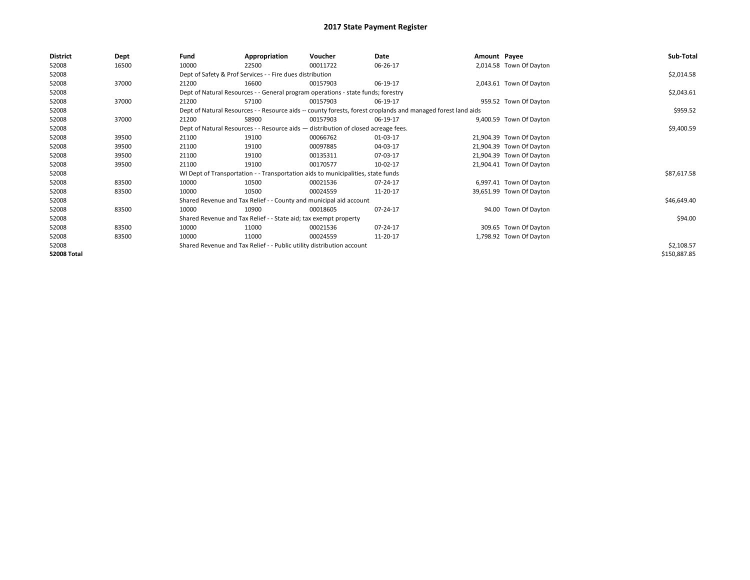# 2017 State Payment Register

| District | Dept | Fund | Appropriation | Voucher | Date | Amount | Payee | Sub-Total |
|---|---|---|---|---|---|---|---|---|
| 52008 | 16500 | 10000 | 22500 | 00011722 | 06-26-17 | 2,014.58 | Town Of Dayton | |
| 52008 | | Dept of Safety & Prof Services - - Fire dues distribution | | | | | | $2,014.58 |
| 52008 | 37000 | 21200 | 16600 | 00157903 | 06-19-17 | 2,043.61 | Town Of Dayton | |
| 52008 | | Dept of Natural Resources - - General program operations - state funds; forestry | | | | | | $2,043.61 |
| 52008 | 37000 | 21200 | 57100 | 00157903 | 06-19-17 | 959.52 | Town Of Dayton | |
| 52008 | | Dept of Natural Resources - - Resource aids -- county forests, forest croplands and managed forest land aids | | | | | | $959.52 |
| 52008 | 37000 | 21200 | 58900 | 00157903 | 06-19-17 | 9,400.59 | Town Of Dayton | |
| 52008 | | Dept of Natural Resources - - Resource aids — distribution of closed acreage fees. | | | | | | $9,400.59 |
| 52008 | 39500 | 21100 | 19100 | 00066762 | 01-03-17 | 21,904.39 | Town Of Dayton | |
| 52008 | 39500 | 21100 | 19100 | 00097885 | 04-03-17 | 21,904.39 | Town Of Dayton | |
| 52008 | 39500 | 21100 | 19100 | 00135311 | 07-03-17 | 21,904.39 | Town Of Dayton | |
| 52008 | 39500 | 21100 | 19100 | 00170577 | 10-02-17 | 21,904.41 | Town Of Dayton | |
| 52008 | | WI Dept of Transportation - - Transportation aids to municipalities, state funds | | | | | | $87,617.58 |
| 52008 | 83500 | 10000 | 10500 | 00021536 | 07-24-17 | 6,997.41 | Town Of Dayton | |
| 52008 | 83500 | 10000 | 10500 | 00024559 | 11-20-17 | 39,651.99 | Town Of Dayton | |
| 52008 | | Shared Revenue and Tax Relief - - County and municipal aid account | | | | | | $46,649.40 |
| 52008 | 83500 | 10000 | 10900 | 00018605 | 07-24-17 | 94.00 | Town Of Dayton | |
| 52008 | | Shared Revenue and Tax Relief - - State aid; tax exempt property | | | | | | $94.00 |
| 52008 | 83500 | 10000 | 11000 | 00021536 | 07-24-17 | 309.65 | Town Of Dayton | |
| 52008 | 83500 | 10000 | 11000 | 00024559 | 11-20-17 | 1,798.92 | Town Of Dayton | |
| 52008 | | Shared Revenue and Tax Relief - - Public utility distribution account | | | | | | $2,108.57 |
| **52008 Total** | | | | | | | | $150,887.85 |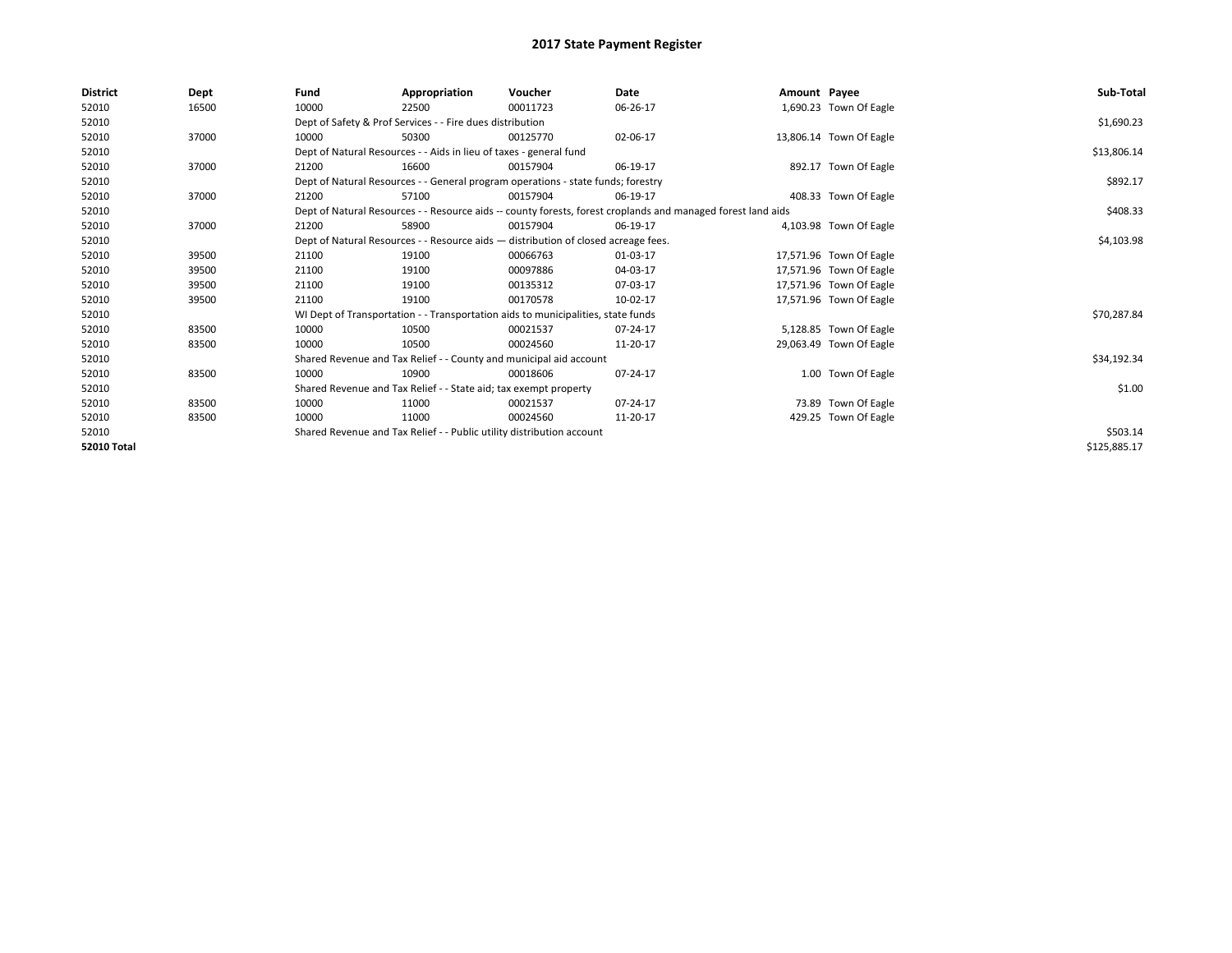# 2017 State Payment Register

| District | Dept | Fund | Appropriation | Voucher | Date | Amount | Payee | Sub-Total |
|---|---|---|---|---|---|---|---|---|
| 52010 | 16500 | 10000 | 22500 | 00011723 | 06-26-17 | 1,690.23 | Town Of Eagle | |
| 52010 | | Dept of Safety & Prof Services - - Fire dues distribution | | | | | | $1,690.23 |
| 52010 | 37000 | 10000 | 50300 | 00125770 | 02-06-17 | 13,806.14 | Town Of Eagle | |
| 52010 | | Dept of Natural Resources - - Aids in lieu of taxes - general fund | | | | | | $13,806.14 |
| 52010 | 37000 | 21200 | 16600 | 00157904 | 06-19-17 | 892.17 | Town Of Eagle | |
| 52010 | | Dept of Natural Resources - - General program operations - state funds; forestry | | | | | | $892.17 |
| 52010 | 37000 | 21200 | 57100 | 00157904 | 06-19-17 | 408.33 | Town Of Eagle | |
| 52010 | | Dept of Natural Resources - - Resource aids -- county forests, forest croplands and managed forest land aids | | | | | | $408.33 |
| 52010 | 37000 | 21200 | 58900 | 00157904 | 06-19-17 | 4,103.98 | Town Of Eagle | |
| 52010 | | Dept of Natural Resources - - Resource aids — distribution of closed acreage fees. | | | | | | $4,103.98 |
| 52010 | 39500 | 21100 | 19100 | 00066763 | 01-03-17 | 17,571.96 | Town Of Eagle | |
| 52010 | 39500 | 21100 | 19100 | 00097886 | 04-03-17 | 17,571.96 | Town Of Eagle | |
| 52010 | 39500 | 21100 | 19100 | 00135312 | 07-03-17 | 17,571.96 | Town Of Eagle | |
| 52010 | 39500 | 21100 | 19100 | 00170578 | 10-02-17 | 17,571.96 | Town Of Eagle | |
| 52010 | | WI Dept of Transportation - - Transportation aids to municipalities, state funds | | | | | | $70,287.84 |
| 52010 | 83500 | 10000 | 10500 | 00021537 | 07-24-17 | 5,128.85 | Town Of Eagle | |
| 52010 | 83500 | 10000 | 10500 | 00024560 | 11-20-17 | 29,063.49 | Town Of Eagle | |
| 52010 | | Shared Revenue and Tax Relief - - County and municipal aid account | | | | | | $34,192.34 |
| 52010 | 83500 | 10000 | 10900 | 00018606 | 07-24-17 | 1.00 | Town Of Eagle | |
| 52010 | | Shared Revenue and Tax Relief - - State aid; tax exempt property | | | | | | $1.00 |
| 52010 | 83500 | 10000 | 11000 | 00021537 | 07-24-17 | 73.89 | Town Of Eagle | |
| 52010 | 83500 | 10000 | 11000 | 00024560 | 11-20-17 | 429.25 | Town Of Eagle | |
| 52010 | | Shared Revenue and Tax Relief - - Public utility distribution account | | | | | | $503.14 |
| **52010 Total** | | | | | | | | $125,885.17 |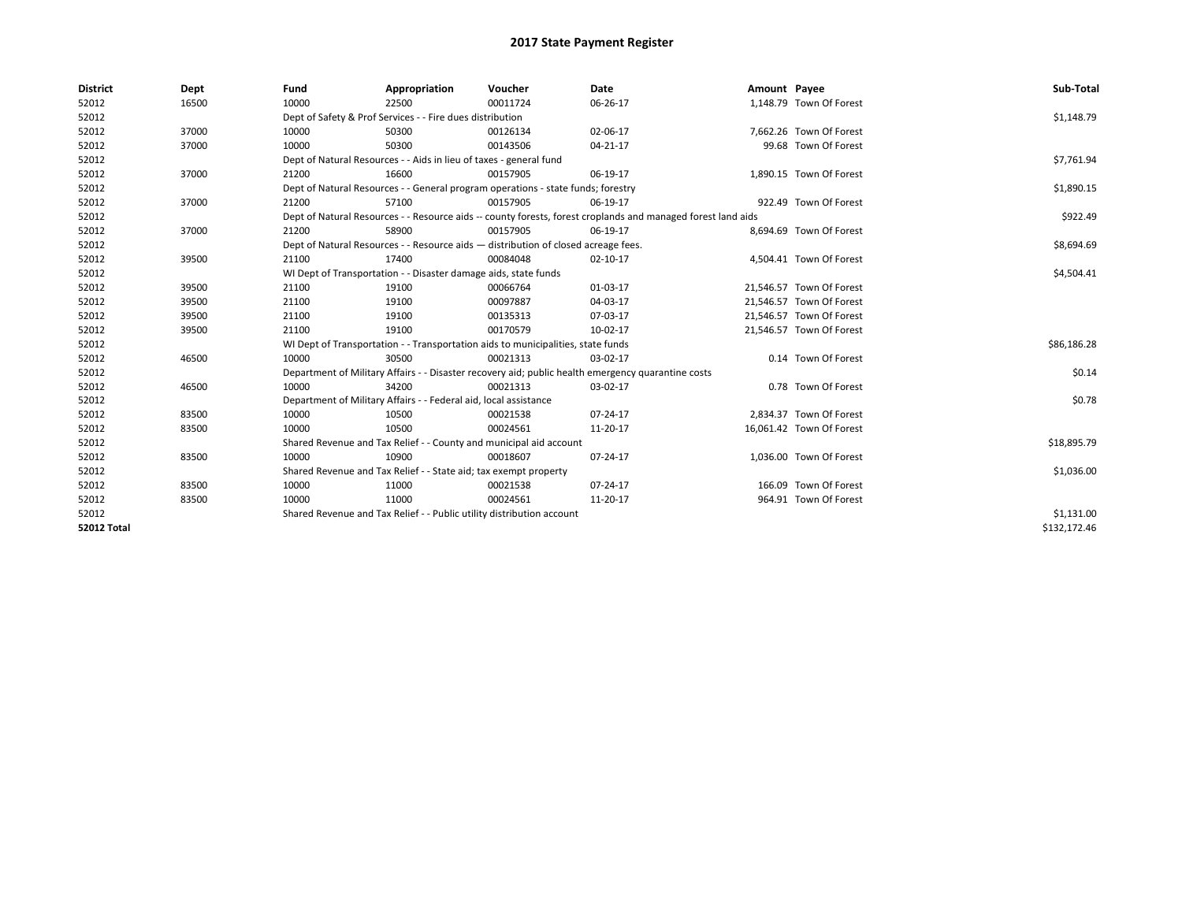# 2017 State Payment Register

| District | Dept | Fund | Appropriation | Voucher | Date | Amount | Payee | Sub-Total |
|---|---|---|---|---|---|---|---|---|
| 52012 | 16500 | 10000 | 22500 | 00011724 | 06-26-17 | 1,148.79 | Town Of Forest | |
| 52012 | | Dept of Safety & Prof Services - - Fire dues distribution | | | | | | $1,148.79 |
| 52012 | 37000 | 10000 | 50300 | 00126134 | 02-06-17 | 7,662.26 | Town Of Forest | |
| 52012 | 37000 | 10000 | 50300 | 00143506 | 04-21-17 | 99.68 | Town Of Forest | |
| 52012 | | Dept of Natural Resources - - Aids in lieu of taxes - general fund | | | | | | $7,761.94 |
| 52012 | 37000 | 21200 | 16600 | 00157905 | 06-19-17 | 1,890.15 | Town Of Forest | |
| 52012 | | Dept of Natural Resources - - General program operations - state funds; forestry | | | | | | $1,890.15 |
| 52012 | 37000 | 21200 | 57100 | 00157905 | 06-19-17 | 922.49 | Town Of Forest | |
| 52012 | | Dept of Natural Resources - - Resource aids -- county forests, forest croplands and managed forest land aids | | | | | | $922.49 |
| 52012 | 37000 | 21200 | 58900 | 00157905 | 06-19-17 | 8,694.69 | Town Of Forest | |
| 52012 | | Dept of Natural Resources - - Resource aids — distribution of closed acreage fees. | | | | | | $8,694.69 |
| 52012 | 39500 | 21100 | 17400 | 00084048 | 02-10-17 | 4,504.41 | Town Of Forest | |
| 52012 | | WI Dept of Transportation - - Disaster damage aids, state funds | | | | | | $4,504.41 |
| 52012 | 39500 | 21100 | 19100 | 00066764 | 01-03-17 | 21,546.57 | Town Of Forest | |
| 52012 | 39500 | 21100 | 19100 | 00097887 | 04-03-17 | 21,546.57 | Town Of Forest | |
| 52012 | 39500 | 21100 | 19100 | 00135313 | 07-03-17 | 21,546.57 | Town Of Forest | |
| 52012 | 39500 | 21100 | 19100 | 00170579 | 10-02-17 | 21,546.57 | Town Of Forest | |
| 52012 | | WI Dept of Transportation - - Transportation aids to municipalities, state funds | | | | | | $86,186.28 |
| 52012 | 46500 | 10000 | 30500 | 00021313 | 03-02-17 | 0.14 | Town Of Forest | |
| 52012 | | Department of Military Affairs - - Disaster recovery aid; public health emergency quarantine costs | | | | | | $0.14 |
| 52012 | 46500 | 10000 | 34200 | 00021313 | 03-02-17 | 0.78 | Town Of Forest | |
| 52012 | | Department of Military Affairs - - Federal aid, local assistance | | | | | | $0.78 |
| 52012 | 83500 | 10000 | 10500 | 00021538 | 07-24-17 | 2,834.37 | Town Of Forest | |
| 52012 | 83500 | 10000 | 10500 | 00024561 | 11-20-17 | 16,061.42 | Town Of Forest | |
| 52012 | | Shared Revenue and Tax Relief - - County and municipal aid account | | | | | | $18,895.79 |
| 52012 | 83500 | 10000 | 10900 | 00018607 | 07-24-17 | 1,036.00 | Town Of Forest | |
| 52012 | | Shared Revenue and Tax Relief - - State aid; tax exempt property | | | | | | $1,036.00 |
| 52012 | 83500 | 10000 | 11000 | 00021538 | 07-24-17 | 166.09 | Town Of Forest | |
| 52012 | 83500 | 10000 | 11000 | 00024561 | 11-20-17 | 964.91 | Town Of Forest | |
| 52012 | | Shared Revenue and Tax Relief - - Public utility distribution account | | | | | | $1,131.00 |
| **52012 Total** | | | | | | | | $132,172.46 |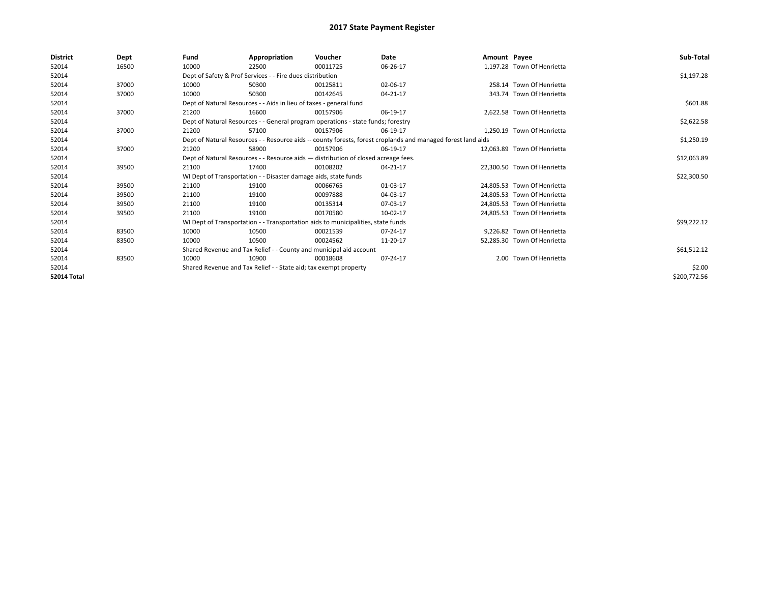# 2017 State Payment Register

| District | Dept | Fund | Appropriation | Voucher | Date | Amount | Payee | Sub-Total |
|---|---|---|---|---|---|---|---|---|
| 52014 | 16500 | 10000 | 22500 | 00011725 | 06-26-17 | 1,197.28 | Town Of Henrietta | |
| 52014 | | Dept of Safety & Prof Services - - Fire dues distribution | | | | | | $1,197.28 |
| 52014 | 37000 | 10000 | 50300 | 00125811 | 02-06-17 | 258.14 | Town Of Henrietta | |
| 52014 | 37000 | 10000 | 50300 | 00142645 | 04-21-17 | 343.74 | Town Of Henrietta | |
| 52014 | | Dept of Natural Resources - - Aids in lieu of taxes - general fund | | | | | | $601.88 |
| 52014 | 37000 | 21200 | 16600 | 00157906 | 06-19-17 | 2,622.58 | Town Of Henrietta | |
| 52014 | | Dept of Natural Resources - - General program operations - state funds; forestry | | | | | | $2,622.58 |
| 52014 | 37000 | 21200 | 57100 | 00157906 | 06-19-17 | 1,250.19 | Town Of Henrietta | |
| 52014 | | Dept of Natural Resources - - Resource aids -- county forests, forest croplands and managed forest land aids | | | | | | $1,250.19 |
| 52014 | 37000 | 21200 | 58900 | 00157906 | 06-19-17 | 12,063.89 | Town Of Henrietta | |
| 52014 | | Dept of Natural Resources - - Resource aids — distribution of closed acreage fees. | | | | | | $12,063.89 |
| 52014 | 39500 | 21100 | 17400 | 00108202 | 04-21-17 | 22,300.50 | Town Of Henrietta | |
| 52014 | | WI Dept of Transportation - - Disaster damage aids, state funds | | | | | | $22,300.50 |
| 52014 | 39500 | 21100 | 19100 | 00066765 | 01-03-17 | 24,805.53 | Town Of Henrietta | |
| 52014 | 39500 | 21100 | 19100 | 00097888 | 04-03-17 | 24,805.53 | Town Of Henrietta | |
| 52014 | 39500 | 21100 | 19100 | 00135314 | 07-03-17 | 24,805.53 | Town Of Henrietta | |
| 52014 | 39500 | 21100 | 19100 | 00170580 | 10-02-17 | 24,805.53 | Town Of Henrietta | |
| 52014 | | WI Dept of Transportation - - Transportation aids to municipalities, state funds | | | | | | $99,222.12 |
| 52014 | 83500 | 10000 | 10500 | 00021539 | 07-24-17 | 9,226.82 | Town Of Henrietta | |
| 52014 | 83500 | 10000 | 10500 | 00024562 | 11-20-17 | 52,285.30 | Town Of Henrietta | |
| 52014 | | Shared Revenue and Tax Relief - - County and municipal aid account | | | | | | $61,512.12 |
| 52014 | 83500 | 10000 | 10900 | 00018608 | 07-24-17 | 2.00 | Town Of Henrietta | |
| 52014 | | Shared Revenue and Tax Relief - - State aid; tax exempt property | | | | | | $2.00 |
| **52014 Total** | | | | | | | | $200,772.56 |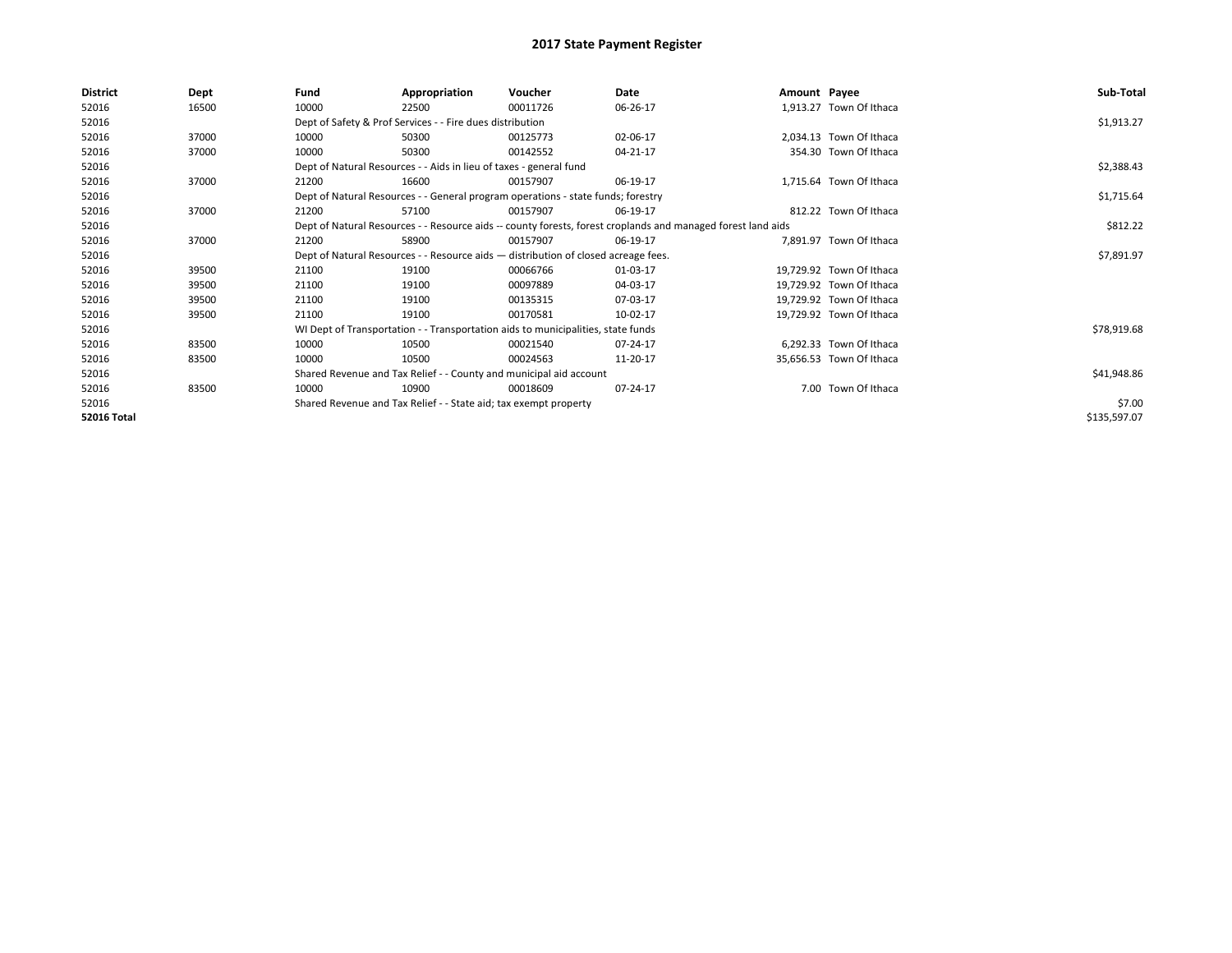# 2017 State Payment Register

| District | Dept | Fund | Appropriation | Voucher | Date | Amount | Payee | Sub-Total |
|---|---|---|---|---|---|---|---|---|
| 52016 | 16500 | 10000 | 22500 | 00011726 | 06-26-17 | 1,913.27 | Town Of Ithaca | |
| 52016 | | Dept of Safety & Prof Services - - Fire dues distribution | | | | | | $1,913.27 |
| 52016 | 37000 | 10000 | 50300 | 00125773 | 02-06-17 | 2,034.13 | Town Of Ithaca | |
| 52016 | 37000 | 10000 | 50300 | 00142552 | 04-21-17 | 354.30 | Town Of Ithaca | |
| 52016 | | Dept of Natural Resources - - Aids in lieu of taxes - general fund | | | | | | $2,388.43 |
| 52016 | 37000 | 21200 | 16600 | 00157907 | 06-19-17 | 1,715.64 | Town Of Ithaca | |
| 52016 | | Dept of Natural Resources - - General program operations - state funds; forestry | | | | | | $1,715.64 |
| 52016 | 37000 | 21200 | 57100 | 00157907 | 06-19-17 | 812.22 | Town Of Ithaca | |
| 52016 | | Dept of Natural Resources - - Resource aids -- county forests, forest croplands and managed forest land aids | | | | | | $812.22 |
| 52016 | 37000 | 21200 | 58900 | 00157907 | 06-19-17 | 7,891.97 | Town Of Ithaca | |
| 52016 | | Dept of Natural Resources - - Resource aids — distribution of closed acreage fees. | | | | | | $7,891.97 |
| 52016 | 39500 | 21100 | 19100 | 00066766 | 01-03-17 | 19,729.92 | Town Of Ithaca | |
| 52016 | 39500 | 21100 | 19100 | 00097889 | 04-03-17 | 19,729.92 | Town Of Ithaca | |
| 52016 | 39500 | 21100 | 19100 | 00135315 | 07-03-17 | 19,729.92 | Town Of Ithaca | |
| 52016 | 39500 | 21100 | 19100 | 00170581 | 10-02-17 | 19,729.92 | Town Of Ithaca | |
| 52016 | | WI Dept of Transportation - - Transportation aids to municipalities, state funds | | | | | | $78,919.68 |
| 52016 | 83500 | 10000 | 10500 | 00021540 | 07-24-17 | 6,292.33 | Town Of Ithaca | |
| 52016 | 83500 | 10000 | 10500 | 00024563 | 11-20-17 | 35,656.53 | Town Of Ithaca | |
| 52016 | | Shared Revenue and Tax Relief - - County and municipal aid account | | | | | | $41,948.86 |
| 52016 | 83500 | 10000 | 10900 | 00018609 | 07-24-17 | 7.00 | Town Of Ithaca | |
| 52016 | | Shared Revenue and Tax Relief - - State aid; tax exempt property | | | | | | $7.00 |
| **52016 Total** | | | | | | | | $135,597.07 |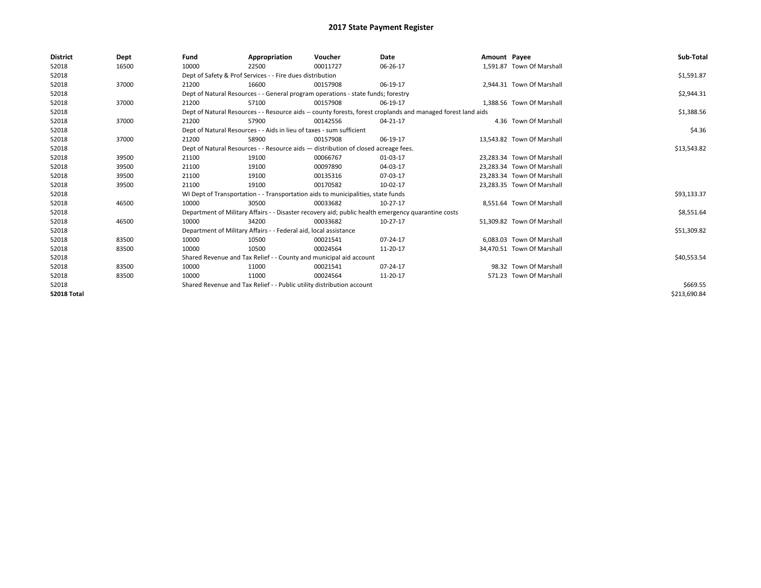# 2017 State Payment Register

| District | Dept | Fund | Appropriation | Voucher | Date | Amount | Payee | Sub-Total |
|---|---|---|---|---|---|---|---|---|
| 52018 | 16500 | 10000 | 22500 | 00011727 | 06-26-17 | 1,591.87 | Town Of Marshall | |
| 52018 | | Dept of Safety & Prof Services - - Fire dues distribution | | | | | | $1,591.87 |
| 52018 | 37000 | 21200 | 16600 | 00157908 | 06-19-17 | 2,944.31 | Town Of Marshall | |
| 52018 | | Dept of Natural Resources - - General program operations - state funds; forestry | | | | | | $2,944.31 |
| 52018 | 37000 | 21200 | 57100 | 00157908 | 06-19-17 | 1,388.56 | Town Of Marshall | |
| 52018 | | Dept of Natural Resources - - Resource aids -- county forests, forest croplands and managed forest land aids | | | | | | $1,388.56 |
| 52018 | 37000 | 21200 | 57900 | 00142556 | 04-21-17 | 4.36 | Town Of Marshall | |
| 52018 | | Dept of Natural Resources - - Aids in lieu of taxes - sum sufficient | | | | | | $4.36 |
| 52018 | 37000 | 21200 | 58900 | 00157908 | 06-19-17 | 13,543.82 | Town Of Marshall | |
| 52018 | | Dept of Natural Resources - - Resource aids — distribution of closed acreage fees. | | | | | | $13,543.82 |
| 52018 | 39500 | 21100 | 19100 | 00066767 | 01-03-17 | 23,283.34 | Town Of Marshall | |
| 52018 | 39500 | 21100 | 19100 | 00097890 | 04-03-17 | 23,283.34 | Town Of Marshall | |
| 52018 | 39500 | 21100 | 19100 | 00135316 | 07-03-17 | 23,283.34 | Town Of Marshall | |
| 52018 | 39500 | 21100 | 19100 | 00170582 | 10-02-17 | 23,283.35 | Town Of Marshall | |
| 52018 | | WI Dept of Transportation - - Transportation aids to municipalities, state funds | | | | | | $93,133.37 |
| 52018 | 46500 | 10000 | 30500 | 00033682 | 10-27-17 | 8,551.64 | Town Of Marshall | |
| 52018 | | Department of Military Affairs - - Disaster recovery aid; public health emergency quarantine costs | | | | | | $8,551.64 |
| 52018 | 46500 | 10000 | 34200 | 00033682 | 10-27-17 | 51,309.82 | Town Of Marshall | |
| 52018 | | Department of Military Affairs - - Federal aid, local assistance | | | | | | $51,309.82 |
| 52018 | 83500 | 10000 | 10500 | 00021541 | 07-24-17 | 6,083.03 | Town Of Marshall | |
| 52018 | 83500 | 10000 | 10500 | 00024564 | 11-20-17 | 34,470.51 | Town Of Marshall | |
| 52018 | | Shared Revenue and Tax Relief - - County and municipal aid account | | | | | | $40,553.54 |
| 52018 | 83500 | 10000 | 11000 | 00021541 | 07-24-17 | 98.32 | Town Of Marshall | |
| 52018 | 83500 | 10000 | 11000 | 00024564 | 11-20-17 | 571.23 | Town Of Marshall | |
| 52018 | | Shared Revenue and Tax Relief - - Public utility distribution account | | | | | | $669.55 |
| **52018 Total** | | | | | | | | $213,690.84 |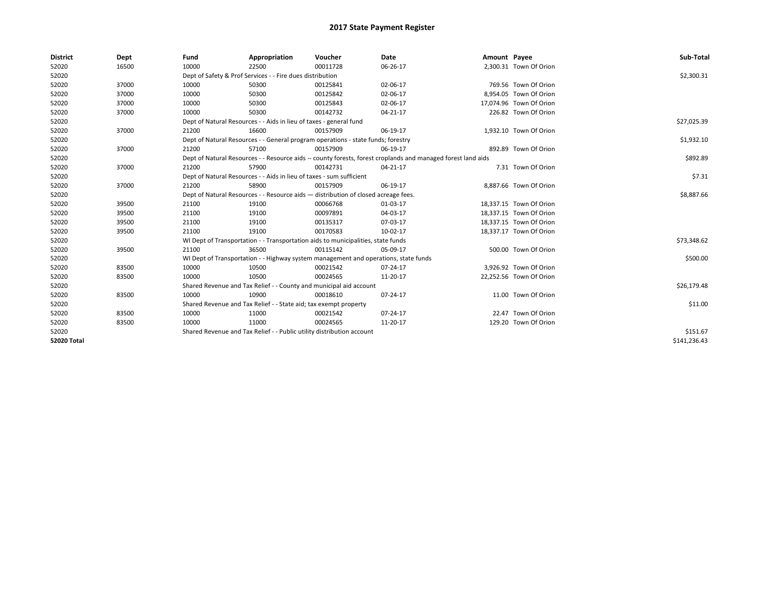# 2017 State Payment Register

| District | Dept | Fund | Appropriation | Voucher | Date | Amount | Payee | Sub-Total |
|---|---|---|---|---|---|---|---|---|
| 52020 | 16500 | 10000 | 22500 | 00011728 | 06-26-17 | 2,300.31 | Town Of Orion | |
| 52020 | | Dept of Safety & Prof Services - - Fire dues distribution | | | | | | $2,300.31 |
| 52020 | 37000 | 10000 | 50300 | 00125841 | 02-06-17 | 769.56 | Town Of Orion | |
| 52020 | 37000 | 10000 | 50300 | 00125842 | 02-06-17 | 8,954.05 | Town Of Orion | |
| 52020 | 37000 | 10000 | 50300 | 00125843 | 02-06-17 | 17,074.96 | Town Of Orion | |
| 52020 | 37000 | 10000 | 50300 | 00142732 | 04-21-17 | 226.82 | Town Of Orion | |
| 52020 | | Dept of Natural Resources - - Aids in lieu of taxes - general fund | | | | | | $27,025.39 |
| 52020 | 37000 | 21200 | 16600 | 00157909 | 06-19-17 | 1,932.10 | Town Of Orion | |
| 52020 | | Dept of Natural Resources - - General program operations - state funds; forestry | | | | | | $1,932.10 |
| 52020 | 37000 | 21200 | 57100 | 00157909 | 06-19-17 | 892.89 | Town Of Orion | |
| 52020 | | Dept of Natural Resources - - Resource aids -- county forests, forest croplands and managed forest land aids | | | | | | $892.89 |
| 52020 | 37000 | 21200 | 57900 | 00142731 | 04-21-17 | 7.31 | Town Of Orion | |
| 52020 | | Dept of Natural Resources - - Aids in lieu of taxes - sum sufficient | | | | | | $7.31 |
| 52020 | 37000 | 21200 | 58900 | 00157909 | 06-19-17 | 8,887.66 | Town Of Orion | |
| 52020 | | Dept of Natural Resources - - Resource aids — distribution of closed acreage fees. | | | | | | $8,887.66 |
| 52020 | 39500 | 21100 | 19100 | 00066768 | 01-03-17 | 18,337.15 | Town Of Orion | |
| 52020 | 39500 | 21100 | 19100 | 00097891 | 04-03-17 | 18,337.15 | Town Of Orion | |
| 52020 | 39500 | 21100 | 19100 | 00135317 | 07-03-17 | 18,337.15 | Town Of Orion | |
| 52020 | 39500 | 21100 | 19100 | 00170583 | 10-02-17 | 18,337.17 | Town Of Orion | |
| 52020 | | WI Dept of Transportation - - Transportation aids to municipalities, state funds | | | | | | $73,348.62 |
| 52020 | 39500 | 21100 | 36500 | 00115142 | 05-09-17 | 500.00 | Town Of Orion | |
| 52020 | | WI Dept of Transportation - - Highway system management and operations, state funds | | | | | | $500.00 |
| 52020 | 83500 | 10000 | 10500 | 00021542 | 07-24-17 | 3,926.92 | Town Of Orion | |
| 52020 | 83500 | 10000 | 10500 | 00024565 | 11-20-17 | 22,252.56 | Town Of Orion | |
| 52020 | | Shared Revenue and Tax Relief - - County and municipal aid account | | | | | | $26,179.48 |
| 52020 | 83500 | 10000 | 10900 | 00018610 | 07-24-17 | 11.00 | Town Of Orion | |
| 52020 | | Shared Revenue and Tax Relief - - State aid; tax exempt property | | | | | | $11.00 |
| 52020 | 83500 | 10000 | 11000 | 00021542 | 07-24-17 | 22.47 | Town Of Orion | |
| 52020 | 83500 | 10000 | 11000 | 00024565 | 11-20-17 | 129.20 | Town Of Orion | |
| 52020 | | Shared Revenue and Tax Relief - - Public utility distribution account | | | | | | $151.67 |
| **52020 Total** | | | | | | | | $141,236.43 |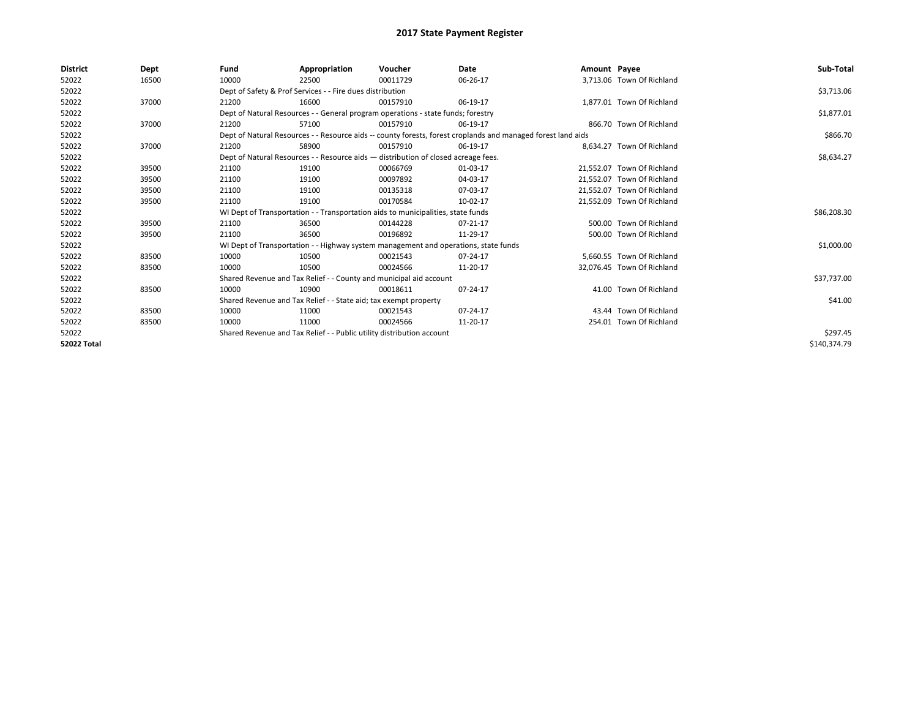# 2017 State Payment Register

| District | Dept | Fund | Appropriation | Voucher | Date | Amount | Payee | Sub-Total |
|---|---|---|---|---|---|---|---|---|
| 52022 | 16500 | 10000 | 22500 | 00011729 | 06-26-17 | 3,713.06 | Town Of Richland | |
| 52022 | | Dept of Safety & Prof Services - - Fire dues distribution | | | | | | $3,713.06 |
| 52022 | 37000 | 21200 | 16600 | 00157910 | 06-19-17 | 1,877.01 | Town Of Richland | |
| 52022 | | Dept of Natural Resources - - General program operations - state funds; forestry | | | | | | $1,877.01 |
| 52022 | 37000 | 21200 | 57100 | 00157910 | 06-19-17 | 866.70 | Town Of Richland | |
| 52022 | | Dept of Natural Resources - - Resource aids -- county forests, forest croplands and managed forest land aids | | | | | | $866.70 |
| 52022 | 37000 | 21200 | 58900 | 00157910 | 06-19-17 | 8,634.27 | Town Of Richland | |
| 52022 | | Dept of Natural Resources - - Resource aids — distribution of closed acreage fees. | | | | | | $8,634.27 |
| 52022 | 39500 | 21100 | 19100 | 00066769 | 01-03-17 | 21,552.07 | Town Of Richland | |
| 52022 | 39500 | 21100 | 19100 | 00097892 | 04-03-17 | 21,552.07 | Town Of Richland | |
| 52022 | 39500 | 21100 | 19100 | 00135318 | 07-03-17 | 21,552.07 | Town Of Richland | |
| 52022 | 39500 | 21100 | 19100 | 00170584 | 10-02-17 | 21,552.09 | Town Of Richland | |
| 52022 | | WI Dept of Transportation - - Transportation aids to municipalities, state funds | | | | | | $86,208.30 |
| 52022 | 39500 | 21100 | 36500 | 00144228 | 07-21-17 | 500.00 | Town Of Richland | |
| 52022 | 39500 | 21100 | 36500 | 00196892 | 11-29-17 | 500.00 | Town Of Richland | |
| 52022 | | WI Dept of Transportation - - Highway system management and operations, state funds | | | | | | $1,000.00 |
| 52022 | 83500 | 10000 | 10500 | 00021543 | 07-24-17 | 5,660.55 | Town Of Richland | |
| 52022 | 83500 | 10000 | 10500 | 00024566 | 11-20-17 | 32,076.45 | Town Of Richland | |
| 52022 | | Shared Revenue and Tax Relief - - County and municipal aid account | | | | | | $37,737.00 |
| 52022 | 83500 | 10000 | 10900 | 00018611 | 07-24-17 | 41.00 | Town Of Richland | |
| 52022 | | Shared Revenue and Tax Relief - - State aid; tax exempt property | | | | | | $41.00 |
| 52022 | 83500 | 10000 | 11000 | 00021543 | 07-24-17 | 43.44 | Town Of Richland | |
| 52022 | 83500 | 10000 | 11000 | 00024566 | 11-20-17 | 254.01 | Town Of Richland | |
| 52022 | | Shared Revenue and Tax Relief - - Public utility distribution account | | | | | | $297.45 |
| **52022 Total** | | | | | | | | $140,374.79 |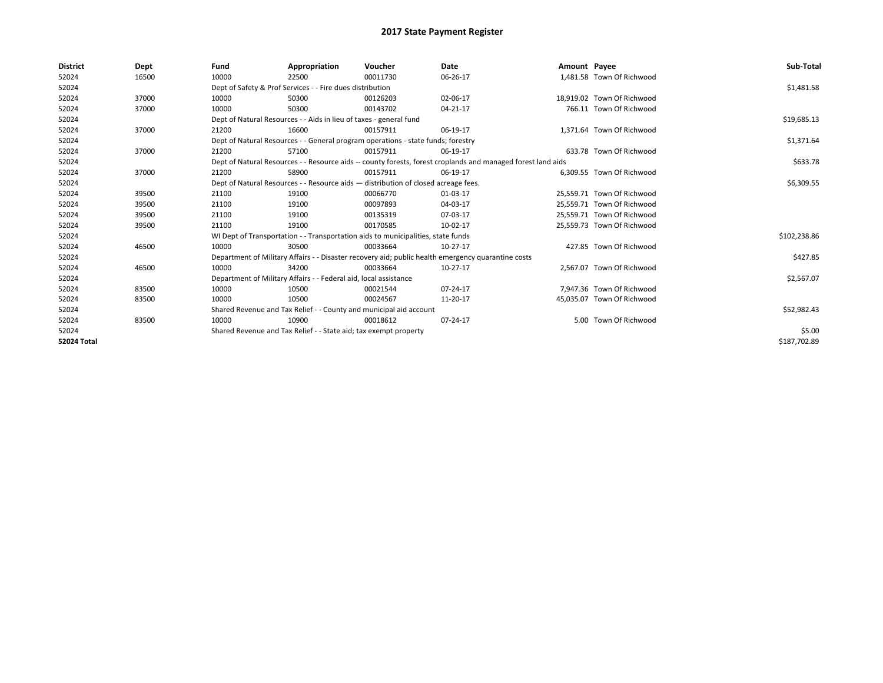# 2017 State Payment Register

| District | Dept | Fund | Appropriation | Voucher | Date | Amount | Payee | Sub-Total |
|---|---|---|---|---|---|---|---|---|
| 52024 | 16500 | 10000 | 22500 | 00011730 | 06-26-17 | 1,481.58 | Town Of Richwood | |
| 52024 | | Dept of Safety & Prof Services - - Fire dues distribution | | | | | | $1,481.58 |
| 52024 | 37000 | 10000 | 50300 | 00126203 | 02-06-17 | 18,919.02 | Town Of Richwood | |
| 52024 | 37000 | 10000 | 50300 | 00143702 | 04-21-17 | 766.11 | Town Of Richwood | |
| 52024 | | Dept of Natural Resources - - Aids in lieu of taxes - general fund | | | | | | $19,685.13 |
| 52024 | 37000 | 21200 | 16600 | 00157911 | 06-19-17 | 1,371.64 | Town Of Richwood | |
| 52024 | | Dept of Natural Resources - - General program operations - state funds; forestry | | | | | | $1,371.64 |
| 52024 | 37000 | 21200 | 57100 | 00157911 | 06-19-17 | 633.78 | Town Of Richwood | |
| 52024 | | Dept of Natural Resources - - Resource aids -- county forests, forest croplands and managed forest land aids | | | | | | $633.78 |
| 52024 | 37000 | 21200 | 58900 | 00157911 | 06-19-17 | 6,309.55 | Town Of Richwood | |
| 52024 | | Dept of Natural Resources - - Resource aids — distribution of closed acreage fees. | | | | | | $6,309.55 |
| 52024 | 39500 | 21100 | 19100 | 00066770 | 01-03-17 | 25,559.71 | Town Of Richwood | |
| 52024 | 39500 | 21100 | 19100 | 00097893 | 04-03-17 | 25,559.71 | Town Of Richwood | |
| 52024 | 39500 | 21100 | 19100 | 00135319 | 07-03-17 | 25,559.71 | Town Of Richwood | |
| 52024 | 39500 | 21100 | 19100 | 00170585 | 10-02-17 | 25,559.73 | Town Of Richwood | |
| 52024 | | WI Dept of Transportation - - Transportation aids to municipalities, state funds | | | | | | $102,238.86 |
| 52024 | 46500 | 10000 | 30500 | 00033664 | 10-27-17 | 427.85 | Town Of Richwood | |
| 52024 | | Department of Military Affairs - - Disaster recovery aid; public health emergency quarantine costs | | | | | | $427.85 |
| 52024 | 46500 | 10000 | 34200 | 00033664 | 10-27-17 | 2,567.07 | Town Of Richwood | |
| 52024 | | Department of Military Affairs - - Federal aid, local assistance | | | | | | $2,567.07 |
| 52024 | 83500 | 10000 | 10500 | 00021544 | 07-24-17 | 7,947.36 | Town Of Richwood | |
| 52024 | 83500 | 10000 | 10500 | 00024567 | 11-20-17 | 45,035.07 | Town Of Richwood | |
| 52024 | | Shared Revenue and Tax Relief - - County and municipal aid account | | | | | | $52,982.43 |
| 52024 | 83500 | 10000 | 10900 | 00018612 | 07-24-17 | 5.00 | Town Of Richwood | |
| 52024 | | Shared Revenue and Tax Relief - - State aid; tax exempt property | | | | | | $5.00 |
| **52024 Total** | | | | | | | | $187,702.89 |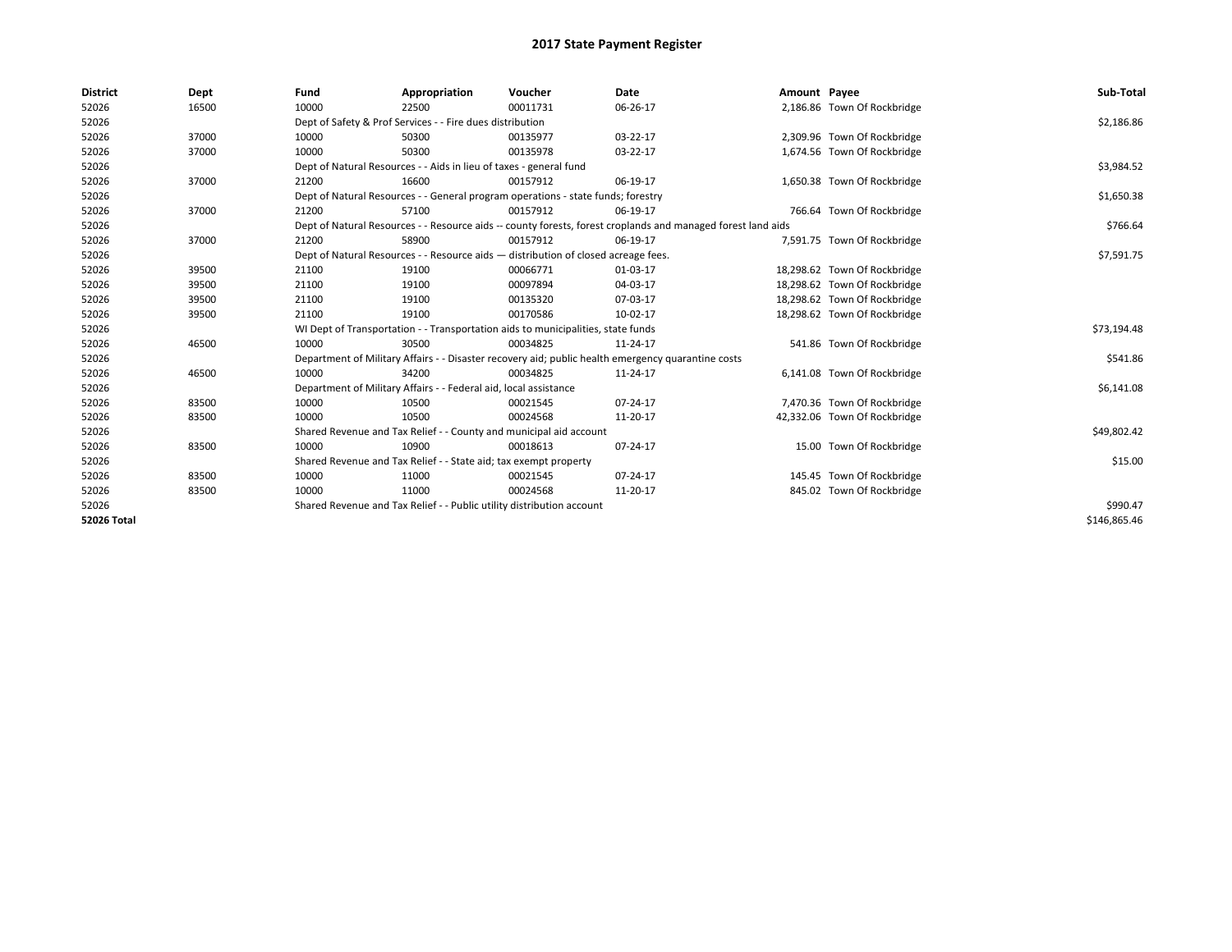# 2017 State Payment Register

| District | Dept | Fund | Appropriation | Voucher | Date | Amount | Payee | Sub-Total |
|---|---|---|---|---|---|---|---|---|
| 52026 | 16500 | 10000 | 22500 | 00011731 | 06-26-17 | 2,186.86 | Town Of Rockbridge | |
| 52026 | | Dept of Safety & Prof Services - - Fire dues distribution | | | | | | $2,186.86 |
| 52026 | 37000 | 10000 | 50300 | 00135977 | 03-22-17 | 2,309.96 | Town Of Rockbridge | |
| 52026 | 37000 | 10000 | 50300 | 00135978 | 03-22-17 | 1,674.56 | Town Of Rockbridge | |
| 52026 | | Dept of Natural Resources - - Aids in lieu of taxes - general fund | | | | | | $3,984.52 |
| 52026 | 37000 | 21200 | 16600 | 00157912 | 06-19-17 | 1,650.38 | Town Of Rockbridge | |
| 52026 | | Dept of Natural Resources - - General program operations - state funds; forestry | | | | | | $1,650.38 |
| 52026 | 37000 | 21200 | 57100 | 00157912 | 06-19-17 | 766.64 | Town Of Rockbridge | |
| 52026 | | Dept of Natural Resources - - Resource aids -- county forests, forest croplands and managed forest land aids | | | | | | $766.64 |
| 52026 | 37000 | 21200 | 58900 | 00157912 | 06-19-17 | 7,591.75 | Town Of Rockbridge | |
| 52026 | | Dept of Natural Resources - - Resource aids — distribution of closed acreage fees. | | | | | | $7,591.75 |
| 52026 | 39500 | 21100 | 19100 | 00066771 | 01-03-17 | 18,298.62 | Town Of Rockbridge | |
| 52026 | 39500 | 21100 | 19100 | 00097894 | 04-03-17 | 18,298.62 | Town Of Rockbridge | |
| 52026 | 39500 | 21100 | 19100 | 00135320 | 07-03-17 | 18,298.62 | Town Of Rockbridge | |
| 52026 | 39500 | 21100 | 19100 | 00170586 | 10-02-17 | 18,298.62 | Town Of Rockbridge | |
| 52026 | | WI Dept of Transportation - - Transportation aids to municipalities, state funds | | | | | | $73,194.48 |
| 52026 | 46500 | 10000 | 30500 | 00034825 | 11-24-17 | 541.86 | Town Of Rockbridge | |
| 52026 | | Department of Military Affairs - - Disaster recovery aid; public health emergency quarantine costs | | | | | | $541.86 |
| 52026 | 46500 | 10000 | 34200 | 00034825 | 11-24-17 | 6,141.08 | Town Of Rockbridge | |
| 52026 | | Department of Military Affairs - - Federal aid, local assistance | | | | | | $6,141.08 |
| 52026 | 83500 | 10000 | 10500 | 00021545 | 07-24-17 | 7,470.36 | Town Of Rockbridge | |
| 52026 | 83500 | 10000 | 10500 | 00024568 | 11-20-17 | 42,332.06 | Town Of Rockbridge | |
| 52026 | | Shared Revenue and Tax Relief - - County and municipal aid account | | | | | | $49,802.42 |
| 52026 | 83500 | 10000 | 10900 | 00018613 | 07-24-17 | 15.00 | Town Of Rockbridge | |
| 52026 | | Shared Revenue and Tax Relief - - State aid; tax exempt property | | | | | | $15.00 |
| 52026 | 83500 | 10000 | 11000 | 00021545 | 07-24-17 | 145.45 | Town Of Rockbridge | |
| 52026 | 83500 | 10000 | 11000 | 00024568 | 11-20-17 | 845.02 | Town Of Rockbridge | |
| 52026 | | Shared Revenue and Tax Relief - - Public utility distribution account | | | | | | $990.47 |
| **52026 Total** | | | | | | | | $146,865.46 |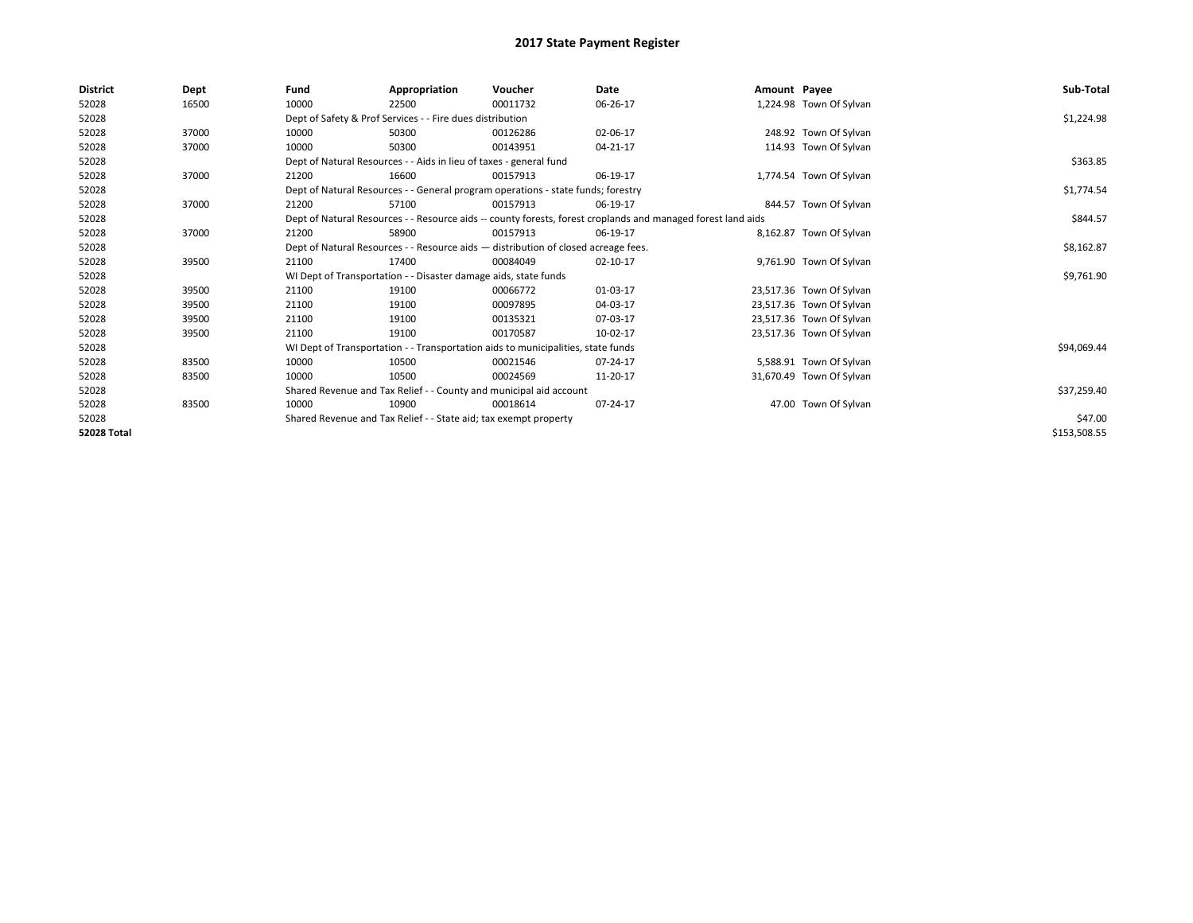# 2017 State Payment Register

| District | Dept | Fund | Appropriation | Voucher | Date | Amount | Payee | Sub-Total |
|---|---|---|---|---|---|---|---|---|
| 52028 | 16500 | 10000 | 22500 | 00011732 | 06-26-17 | 1,224.98 | Town Of Sylvan | |
| 52028 | | Dept of Safety & Prof Services - - Fire dues distribution | | | | | | $1,224.98 |
| 52028 | 37000 | 10000 | 50300 | 00126286 | 02-06-17 | 248.92 | Town Of Sylvan | |
| 52028 | 37000 | 10000 | 50300 | 00143951 | 04-21-17 | 114.93 | Town Of Sylvan | |
| 52028 | | Dept of Natural Resources - - Aids in lieu of taxes - general fund | | | | | | $363.85 |
| 52028 | 37000 | 21200 | 16600 | 00157913 | 06-19-17 | 1,774.54 | Town Of Sylvan | |
| 52028 | | Dept of Natural Resources - - General program operations - state funds; forestry | | | | | | $1,774.54 |
| 52028 | 37000 | 21200 | 57100 | 00157913 | 06-19-17 | 844.57 | Town Of Sylvan | |
| 52028 | | Dept of Natural Resources - - Resource aids -- county forests, forest croplands and managed forest land aids | | | | | | $844.57 |
| 52028 | 37000 | 21200 | 58900 | 00157913 | 06-19-17 | 8,162.87 | Town Of Sylvan | |
| 52028 | | Dept of Natural Resources - - Resource aids — distribution of closed acreage fees. | | | | | | $8,162.87 |
| 52028 | 39500 | 21100 | 17400 | 00084049 | 02-10-17 | 9,761.90 | Town Of Sylvan | |
| 52028 | | WI Dept of Transportation - - Disaster damage aids, state funds | | | | | | $9,761.90 |
| 52028 | 39500 | 21100 | 19100 | 00066772 | 01-03-17 | 23,517.36 | Town Of Sylvan | |
| 52028 | 39500 | 21100 | 19100 | 00097895 | 04-03-17 | 23,517.36 | Town Of Sylvan | |
| 52028 | 39500 | 21100 | 19100 | 00135321 | 07-03-17 | 23,517.36 | Town Of Sylvan | |
| 52028 | 39500 | 21100 | 19100 | 00170587 | 10-02-17 | 23,517.36 | Town Of Sylvan | |
| 52028 | | WI Dept of Transportation - - Transportation aids to municipalities, state funds | | | | | | $94,069.44 |
| 52028 | 83500 | 10000 | 10500 | 00021546 | 07-24-17 | 5,588.91 | Town Of Sylvan | |
| 52028 | 83500 | 10000 | 10500 | 00024569 | 11-20-17 | 31,670.49 | Town Of Sylvan | |
| 52028 | | Shared Revenue and Tax Relief - - County and municipal aid account | | | | | | $37,259.40 |
| 52028 | 83500 | 10000 | 10900 | 00018614 | 07-24-17 | 47.00 | Town Of Sylvan | |
| 52028 | | Shared Revenue and Tax Relief - - State aid; tax exempt property | | | | | | $47.00 |
| **52028 Total** | | | | | | | | $153,508.55 |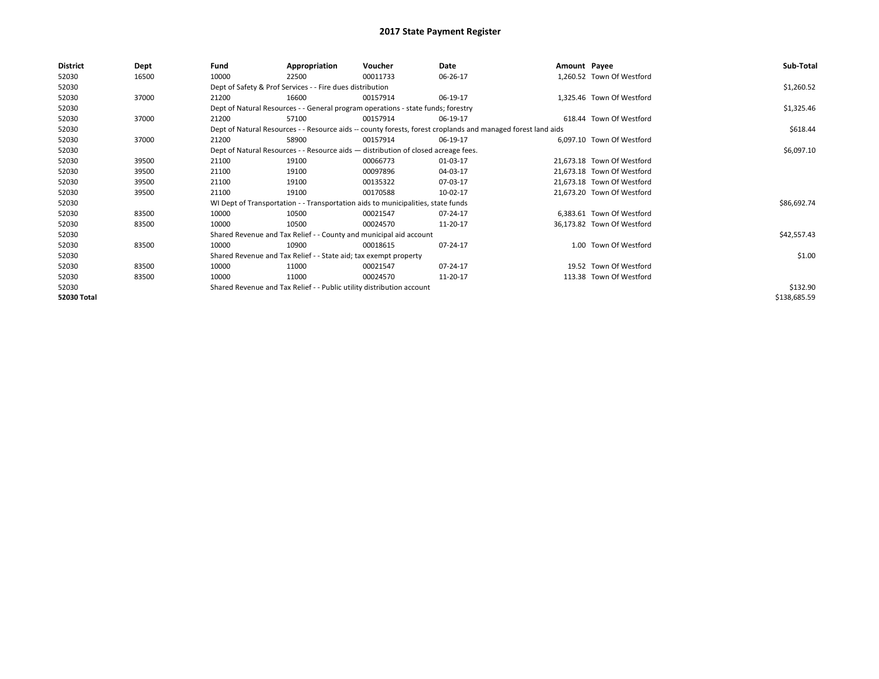# 2017 State Payment Register

| District | Dept | Fund | Appropriation | Voucher | Date | Amount | Payee | Sub-Total |
|---|---|---|---|---|---|---|---|---|
| 52030 | 16500 | 10000 | 22500 | 00011733 | 06-26-17 | 1,260.52 | Town Of Westford | |
| 52030 | | Dept of Safety & Prof Services - - Fire dues distribution | | | | | | $1,260.52 |
| 52030 | 37000 | 21200 | 16600 | 00157914 | 06-19-17 | 1,325.46 | Town Of Westford | |
| 52030 | | Dept of Natural Resources - - General program operations - state funds; forestry | | | | | | $1,325.46 |
| 52030 | 37000 | 21200 | 57100 | 00157914 | 06-19-17 | 618.44 | Town Of Westford | |
| 52030 | | Dept of Natural Resources - - Resource aids -- county forests, forest croplands and managed forest land aids | | | | | | $618.44 |
| 52030 | 37000 | 21200 | 58900 | 00157914 | 06-19-17 | 6,097.10 | Town Of Westford | |
| 52030 | | Dept of Natural Resources - - Resource aids — distribution of closed acreage fees. | | | | | | $6,097.10 |
| 52030 | 39500 | 21100 | 19100 | 00066773 | 01-03-17 | 21,673.18 | Town Of Westford | |
| 52030 | 39500 | 21100 | 19100 | 00097896 | 04-03-17 | 21,673.18 | Town Of Westford | |
| 52030 | 39500 | 21100 | 19100 | 00135322 | 07-03-17 | 21,673.18 | Town Of Westford | |
| 52030 | 39500 | 21100 | 19100 | 00170588 | 10-02-17 | 21,673.20 | Town Of Westford | |
| 52030 | | WI Dept of Transportation - - Transportation aids to municipalities, state funds | | | | | | $86,692.74 |
| 52030 | 83500 | 10000 | 10500 | 00021547 | 07-24-17 | 6,383.61 | Town Of Westford | |
| 52030 | 83500 | 10000 | 10500 | 00024570 | 11-20-17 | 36,173.82 | Town Of Westford | |
| 52030 | | Shared Revenue and Tax Relief - - County and municipal aid account | | | | | | $42,557.43 |
| 52030 | 83500 | 10000 | 10900 | 00018615 | 07-24-17 | 1.00 | Town Of Westford | |
| 52030 | | Shared Revenue and Tax Relief - - State aid; tax exempt property | | | | | | $1.00 |
| 52030 | 83500 | 10000 | 11000 | 00021547 | 07-24-17 | 19.52 | Town Of Westford | |
| 52030 | 83500 | 10000 | 11000 | 00024570 | 11-20-17 | 113.38 | Town Of Westford | |
| 52030 | | Shared Revenue and Tax Relief - - Public utility distribution account | | | | | | $132.90 |
| **52030 Total** | | | | | | | | $138,685.59 |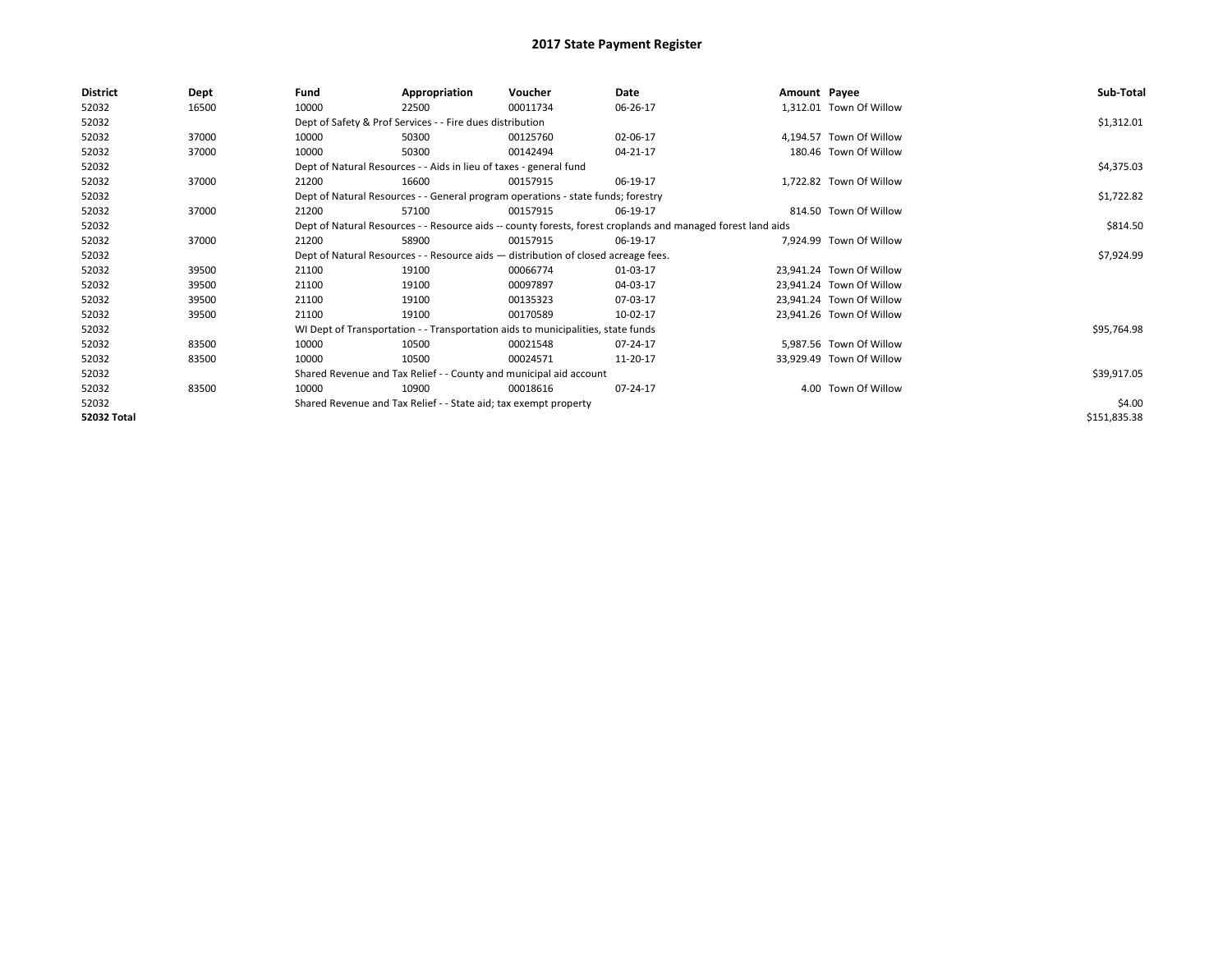# 2017 State Payment Register

| District | Dept | Fund | Appropriation | Voucher | Date | Amount | Payee | Sub-Total |
|---|---|---|---|---|---|---|---|---|
| 52032 | 16500 | 10000 | 22500 | 00011734 | 06-26-17 | 1,312.01 | Town Of Willow | |
| 52032 | | Dept of Safety & Prof Services - - Fire dues distribution | | | | | | $1,312.01 |
| 52032 | 37000 | 10000 | 50300 | 00125760 | 02-06-17 | 4,194.57 | Town Of Willow | |
| 52032 | 37000 | 10000 | 50300 | 00142494 | 04-21-17 | 180.46 | Town Of Willow | |
| 52032 | | Dept of Natural Resources - - Aids in lieu of taxes - general fund | | | | | | $4,375.03 |
| 52032 | 37000 | 21200 | 16600 | 00157915 | 06-19-17 | 1,722.82 | Town Of Willow | |
| 52032 | | Dept of Natural Resources - - General program operations - state funds; forestry | | | | | | $1,722.82 |
| 52032 | 37000 | 21200 | 57100 | 00157915 | 06-19-17 | 814.50 | Town Of Willow | |
| 52032 | | Dept of Natural Resources - - Resource aids -- county forests, forest croplands and managed forest land aids | | | | | | $814.50 |
| 52032 | 37000 | 21200 | 58900 | 00157915 | 06-19-17 | 7,924.99 | Town Of Willow | |
| 52032 | | Dept of Natural Resources - - Resource aids — distribution of closed acreage fees. | | | | | | $7,924.99 |
| 52032 | 39500 | 21100 | 19100 | 00066774 | 01-03-17 | 23,941.24 | Town Of Willow | |
| 52032 | 39500 | 21100 | 19100 | 00097897 | 04-03-17 | 23,941.24 | Town Of Willow | |
| 52032 | 39500 | 21100 | 19100 | 00135323 | 07-03-17 | 23,941.24 | Town Of Willow | |
| 52032 | 39500 | 21100 | 19100 | 00170589 | 10-02-17 | 23,941.26 | Town Of Willow | |
| 52032 | | WI Dept of Transportation - - Transportation aids to municipalities, state funds | | | | | | $95,764.98 |
| 52032 | 83500 | 10000 | 10500 | 00021548 | 07-24-17 | 5,987.56 | Town Of Willow | |
| 52032 | 83500 | 10000 | 10500 | 00024571 | 11-20-17 | 33,929.49 | Town Of Willow | |
| 52032 | | Shared Revenue and Tax Relief - - County and municipal aid account | | | | | | $39,917.05 |
| 52032 | 83500 | 10000 | 10900 | 00018616 | 07-24-17 | 4.00 | Town Of Willow | |
| 52032 | | Shared Revenue and Tax Relief - - State aid; tax exempt property | | | | | | $4.00 |
| **52032 Total** | | | | | | | | $151,835.38 |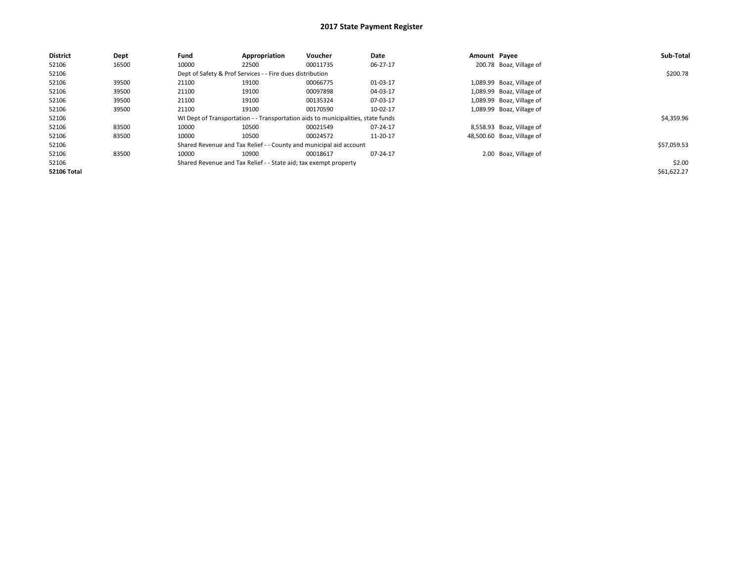# 2017 State Payment Register

| District | Dept | Fund | Appropriation | Voucher | Date | Amount | Payee | Sub-Total |
|---|---|---|---|---|---|---|---|---|
| 52106 | 16500 | 10000 | 22500 | 00011735 | 06-27-17 | 200.78 | Boaz, Village of | |
| 52106 | | Dept of Safety & Prof Services - - Fire dues distribution | | | | | | $200.78 |
| 52106 | 39500 | 21100 | 19100 | 00066775 | 01-03-17 | 1,089.99 | Boaz, Village of | |
| 52106 | 39500 | 21100 | 19100 | 00097898 | 04-03-17 | 1,089.99 | Boaz, Village of | |
| 52106 | 39500 | 21100 | 19100 | 00135324 | 07-03-17 | 1,089.99 | Boaz, Village of | |
| 52106 | 39500 | 21100 | 19100 | 00170590 | 10-02-17 | 1,089.99 | Boaz, Village of | |
| 52106 | | WI Dept of Transportation - - Transportation aids to municipalities, state funds | | | | | | $4,359.96 |
| 52106 | 83500 | 10000 | 10500 | 00021549 | 07-24-17 | 8,558.93 | Boaz, Village of | |
| 52106 | 83500 | 10000 | 10500 | 00024572 | 11-20-17 | 48,500.60 | Boaz, Village of | |
| 52106 | | Shared Revenue and Tax Relief - - County and municipal aid account | | | | | | $57,059.53 |
| 52106 | 83500 | 10000 | 10900 | 00018617 | 07-24-17 | 2.00 | Boaz, Village of | |
| 52106 | | Shared Revenue and Tax Relief - - State aid; tax exempt property | | | | | | $2.00 |
| **52106 Total** | | | | | | | | $61,622.27 |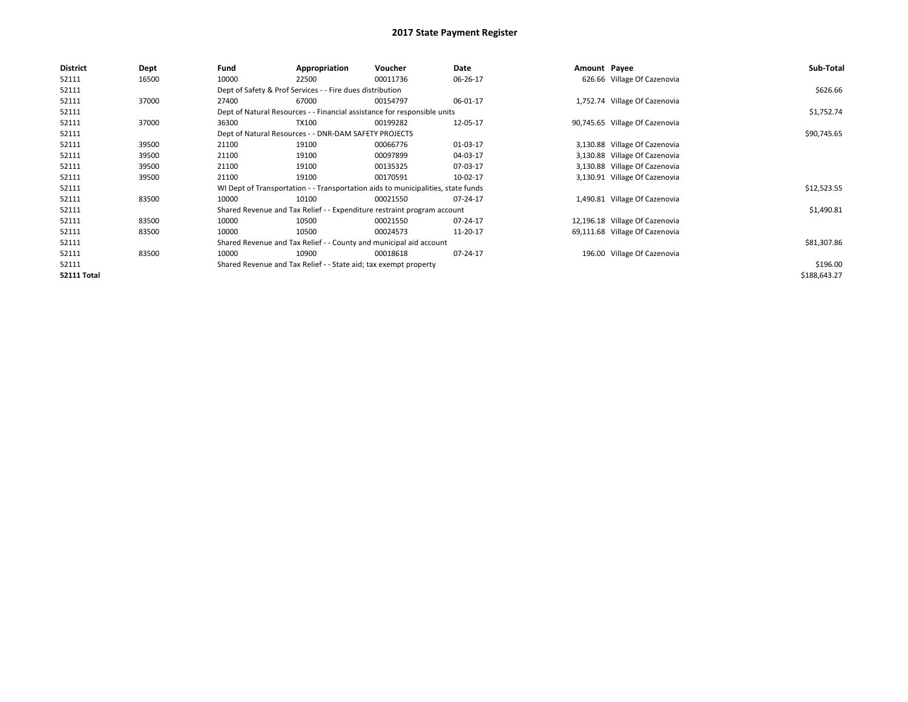# 2017 State Payment Register

| District | Dept | Fund | Appropriation | Voucher | Date | Amount | Payee | Sub-Total |
|---|---|---|---|---|---|---|---|---|
| 52111 | 16500 | 10000 | 22500 | 00011736 | 06-26-17 | 626.66 | Village Of Cazenovia | |
| 52111 | | Dept of Safety & Prof Services - - Fire dues distribution | | | | | | $626.66 |
| 52111 | 37000 | 27400 | 67000 | 00154797 | 06-01-17 | 1,752.74 | Village Of Cazenovia | |
| 52111 | | Dept of Natural Resources - - Financial assistance for responsible units | | | | | | $1,752.74 |
| 52111 | 37000 | 36300 | TX100 | 00199282 | 12-05-17 | 90,745.65 | Village Of Cazenovia | |
| 52111 | | Dept of Natural Resources - - DNR-DAM SAFETY PROJECTS | | | | | | $90,745.65 |
| 52111 | 39500 | 21100 | 19100 | 00066776 | 01-03-17 | 3,130.88 | Village Of Cazenovia | |
| 52111 | 39500 | 21100 | 19100 | 00097899 | 04-03-17 | 3,130.88 | Village Of Cazenovia | |
| 52111 | 39500 | 21100 | 19100 | 00135325 | 07-03-17 | 3,130.88 | Village Of Cazenovia | |
| 52111 | 39500 | 21100 | 19100 | 00170591 | 10-02-17 | 3,130.91 | Village Of Cazenovia | |
| 52111 | | WI Dept of Transportation - - Transportation aids to municipalities, state funds | | | | | | $12,523.55 |
| 52111 | 83500 | 10000 | 10100 | 00021550 | 07-24-17 | 1,490.81 | Village Of Cazenovia | |
| 52111 | | Shared Revenue and Tax Relief - - Expenditure restraint program account | | | | | | $1,490.81 |
| 52111 | 83500 | 10000 | 10500 | 00021550 | 07-24-17 | 12,196.18 | Village Of Cazenovia | |
| 52111 | 83500 | 10000 | 10500 | 00024573 | 11-20-17 | 69,111.68 | Village Of Cazenovia | |
| 52111 | | Shared Revenue and Tax Relief - - County and municipal aid account | | | | | | $81,307.86 |
| 52111 | 83500 | 10000 | 10900 | 00018618 | 07-24-17 | 196.00 | Village Of Cazenovia | |
| 52111 | | Shared Revenue and Tax Relief - - State aid; tax exempt property | | | | | | $196.00 |
| 52111 Total | | | | | | | | $188,643.27 |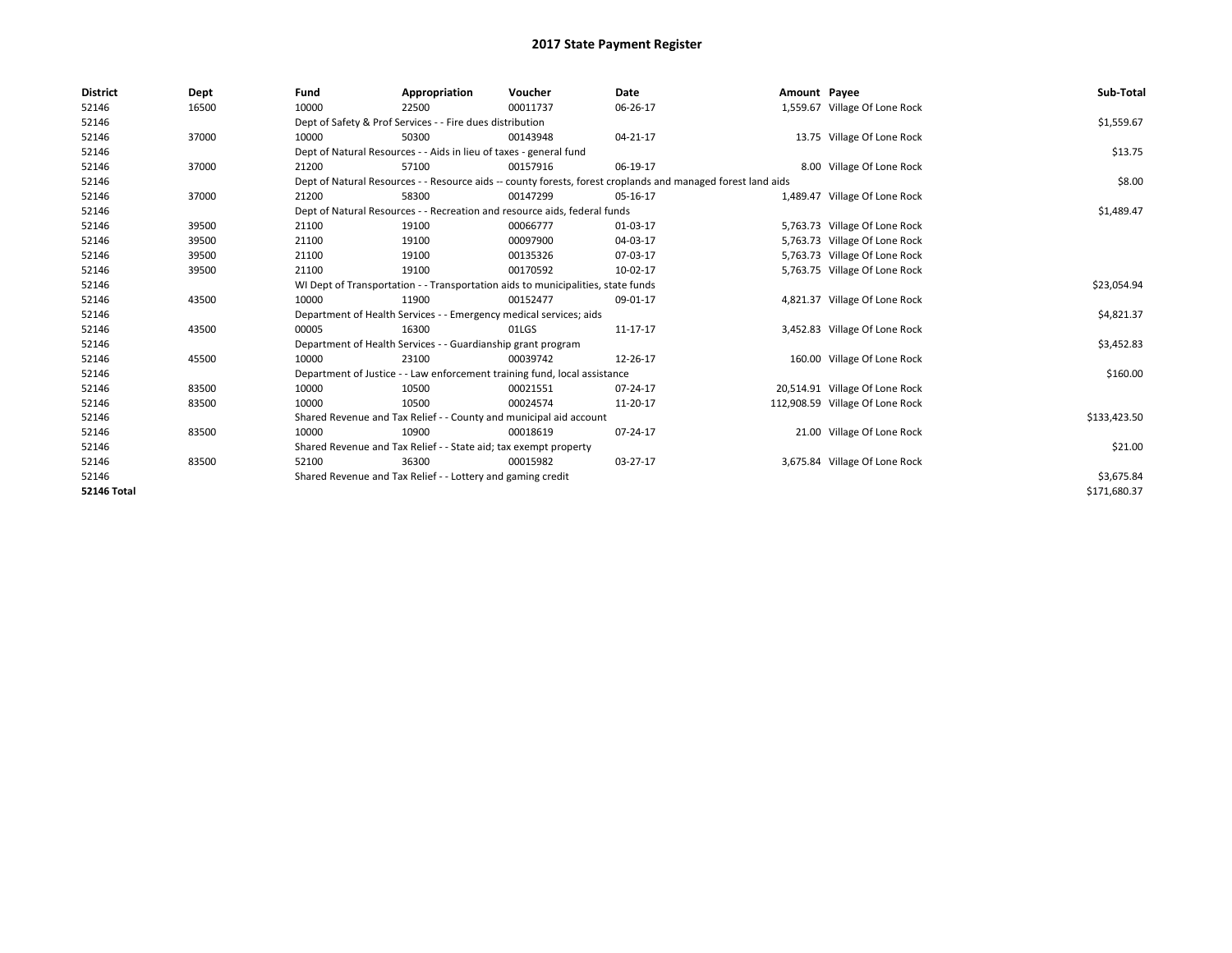# 2017 State Payment Register

| District | Dept | Fund | Appropriation | Voucher | Date | Amount | Payee | Sub-Total |
|---|---|---|---|---|---|---|---|---|
| 52146 | 16500 | 10000 | 22500 | 00011737 | 06-26-17 | 1,559.67 | Village Of Lone Rock | |
| 52146 | | Dept of Safety & Prof Services - - Fire dues distribution | | | | | | $1,559.67 |
| 52146 | 37000 | 10000 | 50300 | 00143948 | 04-21-17 | 13.75 | Village Of Lone Rock | |
| 52146 | | Dept of Natural Resources - - Aids in lieu of taxes - general fund | | | | | | $13.75 |
| 52146 | 37000 | 21200 | 57100 | 00157916 | 06-19-17 | 8.00 | Village Of Lone Rock | |
| 52146 | | Dept of Natural Resources - - Resource aids -- county forests, forest croplands and managed forest land aids | | | | | | $8.00 |
| 52146 | 37000 | 21200 | 58300 | 00147299 | 05-16-17 | 1,489.47 | Village Of Lone Rock | |
| 52146 | | Dept of Natural Resources - - Recreation and resource aids, federal funds | | | | | | $1,489.47 |
| 52146 | 39500 | 21100 | 19100 | 00066777 | 01-03-17 | 5,763.73 | Village Of Lone Rock | |
| 52146 | 39500 | 21100 | 19100 | 00097900 | 04-03-17 | 5,763.73 | Village Of Lone Rock | |
| 52146 | 39500 | 21100 | 19100 | 00135326 | 07-03-17 | 5,763.73 | Village Of Lone Rock | |
| 52146 | 39500 | 21100 | 19100 | 00170592 | 10-02-17 | 5,763.75 | Village Of Lone Rock | |
| 52146 | | WI Dept of Transportation - - Transportation aids to municipalities, state funds | | | | | | $23,054.94 |
| 52146 | 43500 | 10000 | 11900 | 00152477 | 09-01-17 | 4,821.37 | Village Of Lone Rock | |
| 52146 | | Department of Health Services - - Emergency medical services; aids | | | | | | $4,821.37 |
| 52146 | 43500 | 00005 | 16300 | 01LGS | 11-17-17 | 3,452.83 | Village Of Lone Rock | |
| 52146 | | Department of Health Services - - Guardianship grant program | | | | | | $3,452.83 |
| 52146 | 45500 | 10000 | 23100 | 00039742 | 12-26-17 | 160.00 | Village Of Lone Rock | |
| 52146 | | Department of Justice - - Law enforcement training fund, local assistance | | | | | | $160.00 |
| 52146 | 83500 | 10000 | 10500 | 00021551 | 07-24-17 | 20,514.91 | Village Of Lone Rock | |
| 52146 | 83500 | 10000 | 10500 | 00024574 | 11-20-17 | 112,908.59 | Village Of Lone Rock | |
| 52146 | | Shared Revenue and Tax Relief - - County and municipal aid account | | | | | | $133,423.50 |
| 52146 | 83500 | 10000 | 10900 | 00018619 | 07-24-17 | 21.00 | Village Of Lone Rock | |
| 52146 | | Shared Revenue and Tax Relief - - State aid; tax exempt property | | | | | | $21.00 |
| 52146 | 83500 | 52100 | 36300 | 00015982 | 03-27-17 | 3,675.84 | Village Of Lone Rock | |
| 52146 | | Shared Revenue and Tax Relief - - Lottery and gaming credit | | | | | | $3,675.84 |
| **52146 Total** | | | | | | | | $171,680.37 |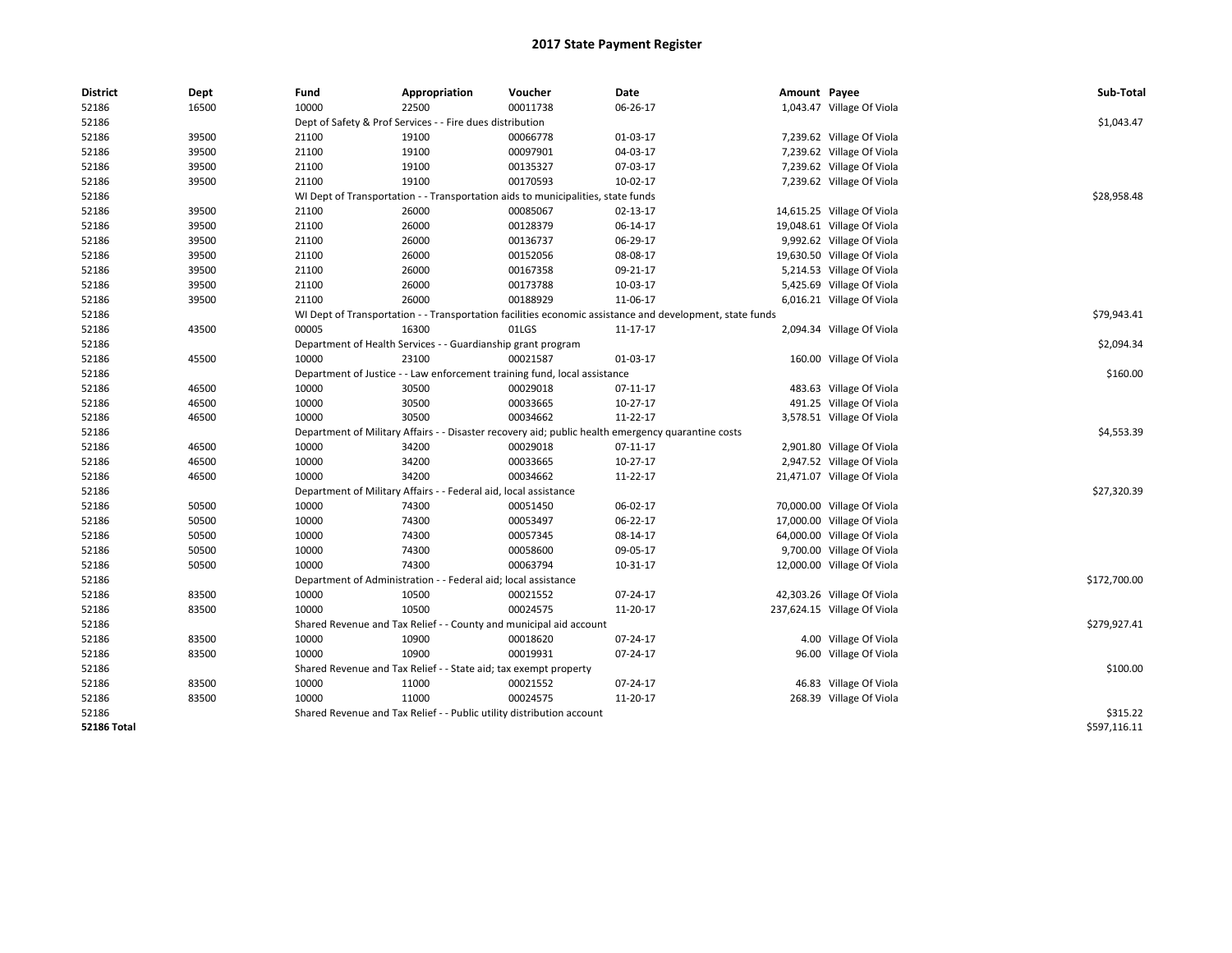# 2017 State Payment Register

| District | Dept | Fund | Appropriation | Voucher | Date | Amount | Payee | Sub-Total |
|---|---|---|---|---|---|---|---|---|
| 52186 | 16500 | 10000 | 22500 | 00011738 | 06-26-17 | 1,043.47 | Village Of Viola | |
| 52186 | | Dept of Safety & Prof Services - - Fire dues distribution | | | | | | $1,043.47 |
| 52186 | 39500 | 21100 | 19100 | 00066778 | 01-03-17 | 7,239.62 | Village Of Viola | |
| 52186 | 39500 | 21100 | 19100 | 00097901 | 04-03-17 | 7,239.62 | Village Of Viola | |
| 52186 | 39500 | 21100 | 19100 | 00135327 | 07-03-17 | 7,239.62 | Village Of Viola | |
| 52186 | 39500 | 21100 | 19100 | 00170593 | 10-02-17 | 7,239.62 | Village Of Viola | |
| 52186 | | WI Dept of Transportation - - Transportation aids to municipalities, state funds | | | | | | $28,958.48 |
| 52186 | 39500 | 21100 | 26000 | 00085067 | 02-13-17 | 14,615.25 | Village Of Viola | |
| 52186 | 39500 | 21100 | 26000 | 00128379 | 06-14-17 | 19,048.61 | Village Of Viola | |
| 52186 | 39500 | 21100 | 26000 | 00136737 | 06-29-17 | 9,992.62 | Village Of Viola | |
| 52186 | 39500 | 21100 | 26000 | 00152056 | 08-08-17 | 19,630.50 | Village Of Viola | |
| 52186 | 39500 | 21100 | 26000 | 00167358 | 09-21-17 | 5,214.53 | Village Of Viola | |
| 52186 | 39500 | 21100 | 26000 | 00173788 | 10-03-17 | 5,425.69 | Village Of Viola | |
| 52186 | 39500 | 21100 | 26000 | 00188929 | 11-06-17 | 6,016.21 | Village Of Viola | |
| 52186 | | WI Dept of Transportation - - Transportation facilities economic assistance and development, state funds | | | | | | $79,943.41 |
| 52186 | 43500 | 00005 | 16300 | 01LGS | 11-17-17 | 2,094.34 | Village Of Viola | |
| 52186 | | Department of Health Services - - Guardianship grant program | | | | | | $2,094.34 |
| 52186 | 45500 | 10000 | 23100 | 00021587 | 01-03-17 | 160.00 | Village Of Viola | |
| 52186 | | Department of Justice - - Law enforcement training fund, local assistance | | | | | | $160.00 |
| 52186 | 46500 | 10000 | 30500 | 00029018 | 07-11-17 | 483.63 | Village Of Viola | |
| 52186 | 46500 | 10000 | 30500 | 00033665 | 10-27-17 | 491.25 | Village Of Viola | |
| 52186 | 46500 | 10000 | 30500 | 00034662 | 11-22-17 | 3,578.51 | Village Of Viola | |
| 52186 | | Department of Military Affairs - - Disaster recovery aid; public health emergency quarantine costs | | | | | | $4,553.39 |
| 52186 | 46500 | 10000 | 34200 | 00029018 | 07-11-17 | 2,901.80 | Village Of Viola | |
| 52186 | 46500 | 10000 | 34200 | 00033665 | 10-27-17 | 2,947.52 | Village Of Viola | |
| 52186 | 46500 | 10000 | 34200 | 00034662 | 11-22-17 | 21,471.07 | Village Of Viola | |
| 52186 | | Department of Military Affairs - - Federal aid, local assistance | | | | | | $27,320.39 |
| 52186 | 50500 | 10000 | 74300 | 00051450 | 06-02-17 | 70,000.00 | Village Of Viola | |
| 52186 | 50500 | 10000 | 74300 | 00053497 | 06-22-17 | 17,000.00 | Village Of Viola | |
| 52186 | 50500 | 10000 | 74300 | 00057345 | 08-14-17 | 64,000.00 | Village Of Viola | |
| 52186 | 50500 | 10000 | 74300 | 00058600 | 09-05-17 | 9,700.00 | Village Of Viola | |
| 52186 | 50500 | 10000 | 74300 | 00063794 | 10-31-17 | 12,000.00 | Village Of Viola | |
| 52186 | | Department of Administration - - Federal aid; local assistance | | | | | | $172,700.00 |
| 52186 | 83500 | 10000 | 10500 | 00021552 | 07-24-17 | 42,303.26 | Village Of Viola | |
| 52186 | 83500 | 10000 | 10500 | 00024575 | 11-20-17 | 237,624.15 | Village Of Viola | |
| 52186 | | Shared Revenue and Tax Relief - - County and municipal aid account | | | | | | $279,927.41 |
| 52186 | 83500 | 10000 | 10900 | 00018620 | 07-24-17 | 4.00 | Village Of Viola | |
| 52186 | 83500 | 10000 | 10900 | 00019931 | 07-24-17 | 96.00 | Village Of Viola | |
| 52186 | | Shared Revenue and Tax Relief - - State aid; tax exempt property | | | | | | $100.00 |
| 52186 | 83500 | 10000 | 11000 | 00021552 | 07-24-17 | 46.83 | Village Of Viola | |
| 52186 | 83500 | 10000 | 11000 | 00024575 | 11-20-17 | 268.39 | Village Of Viola | |
| 52186 | | Shared Revenue and Tax Relief - - Public utility distribution account | | | | | | $315.22 |
| **52186 Total** | | | | | | | | $597,116.11 |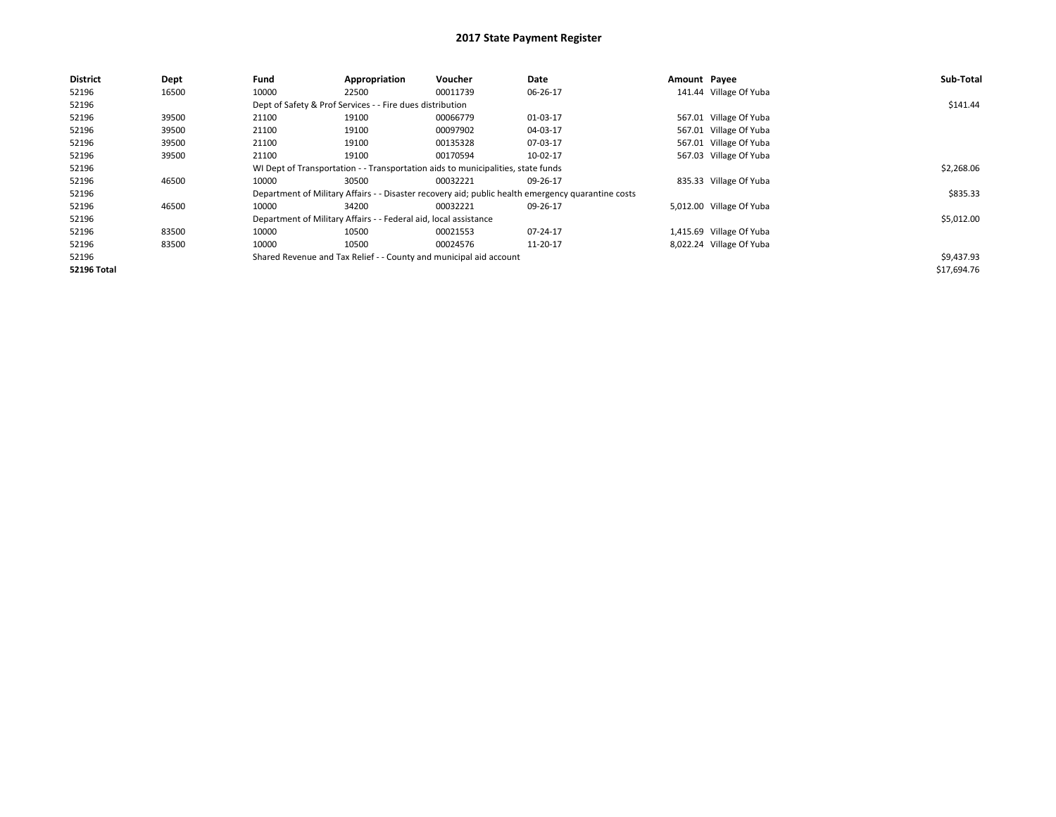# 2017 State Payment Register

| District | Dept | Fund | Appropriation | Voucher | Date | Amount | Payee | Sub-Total |
|---|---|---|---|---|---|---|---|---|
| 52196 | 16500 | 10000 | 22500 | 00011739 | 06-26-17 | 141.44 | Village Of Yuba | |
| 52196 | | Dept of Safety & Prof Services - - Fire dues distribution | | | | | | $141.44 |
| 52196 | 39500 | 21100 | 19100 | 00066779 | 01-03-17 | 567.01 | Village Of Yuba | |
| 52196 | 39500 | 21100 | 19100 | 00097902 | 04-03-17 | 567.01 | Village Of Yuba | |
| 52196 | 39500 | 21100 | 19100 | 00135328 | 07-03-17 | 567.01 | Village Of Yuba | |
| 52196 | 39500 | 21100 | 19100 | 00170594 | 10-02-17 | 567.03 | Village Of Yuba | |
| 52196 | | WI Dept of Transportation - - Transportation aids to municipalities, state funds | | | | | | $2,268.06 |
| 52196 | 46500 | 10000 | 30500 | 00032221 | 09-26-17 | 835.33 | Village Of Yuba | |
| 52196 | | Department of Military Affairs - - Disaster recovery aid; public health emergency quarantine costs | | | | | | $835.33 |
| 52196 | 46500 | 10000 | 34200 | 00032221 | 09-26-17 | 5,012.00 | Village Of Yuba | |
| 52196 | | Department of Military Affairs - - Federal aid, local assistance | | | | | | $5,012.00 |
| 52196 | 83500 | 10000 | 10500 | 00021553 | 07-24-17 | 1,415.69 | Village Of Yuba | |
| 52196 | 83500 | 10000 | 10500 | 00024576 | 11-20-17 | 8,022.24 | Village Of Yuba | |
| 52196 | | Shared Revenue and Tax Relief - - County and municipal aid account | | | | | | $9,437.93 |
| **52196 Total** | | | | | | | | $17,694.76 |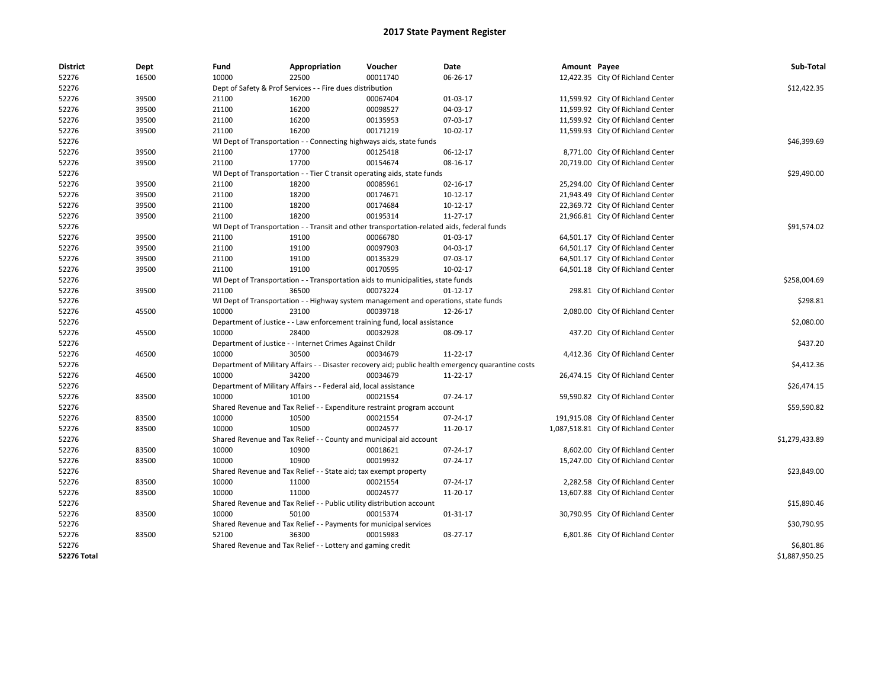# 2017 State Payment Register

| District | Dept | Fund | Appropriation | Voucher | Date | Amount | Payee | Sub-Total |
|---|---|---|---|---|---|---|---|---|
| 52276 | 16500 | 10000 | 22500 | 00011740 | 06-26-17 | 12,422.35 | City Of Richland Center | |
| 52276 | | Dept of Safety & Prof Services - - Fire dues distribution | | | | | | $12,422.35 |
| 52276 | 39500 | 21100 | 16200 | 00067404 | 01-03-17 | 11,599.92 | City Of Richland Center | |
| 52276 | 39500 | 21100 | 16200 | 00098527 | 04-03-17 | 11,599.92 | City Of Richland Center | |
| 52276 | 39500 | 21100 | 16200 | 00135953 | 07-03-17 | 11,599.92 | City Of Richland Center | |
| 52276 | 39500 | 21100 | 16200 | 00171219 | 10-02-17 | 11,599.93 | City Of Richland Center | |
| 52276 | | WI Dept of Transportation - - Connecting highways aids, state funds | | | | | | $46,399.69 |
| 52276 | 39500 | 21100 | 17700 | 00125418 | 06-12-17 | 8,771.00 | City Of Richland Center | |
| 52276 | 39500 | 21100 | 17700 | 00154674 | 08-16-17 | 20,719.00 | City Of Richland Center | |
| 52276 | | WI Dept of Transportation - - Tier C transit operating aids, state funds | | | | | | $29,490.00 |
| 52276 | 39500 | 21100 | 18200 | 00085961 | 02-16-17 | 25,294.00 | City Of Richland Center | |
| 52276 | 39500 | 21100 | 18200 | 00174671 | 10-12-17 | 21,943.49 | City Of Richland Center | |
| 52276 | 39500 | 21100 | 18200 | 00174684 | 10-12-17 | 22,369.72 | City Of Richland Center | |
| 52276 | 39500 | 21100 | 18200 | 00195314 | 11-27-17 | 21,966.81 | City Of Richland Center | |
| 52276 | | WI Dept of Transportation - - Transit and other transportation-related aids, federal funds | | | | | | $91,574.02 |
| 52276 | 39500 | 21100 | 19100 | 00066780 | 01-03-17 | 64,501.17 | City Of Richland Center | |
| 52276 | 39500 | 21100 | 19100 | 00097903 | 04-03-17 | 64,501.17 | City Of Richland Center | |
| 52276 | 39500 | 21100 | 19100 | 00135329 | 07-03-17 | 64,501.17 | City Of Richland Center | |
| 52276 | 39500 | 21100 | 19100 | 00170595 | 10-02-17 | 64,501.18 | City Of Richland Center | |
| 52276 | | WI Dept of Transportation - - Transportation aids to municipalities, state funds | | | | | | $258,004.69 |
| 52276 | 39500 | 21100 | 36500 | 00073224 | 01-12-17 | 298.81 | City Of Richland Center | |
| 52276 | | WI Dept of Transportation - - Highway system management and operations, state funds | | | | | | $298.81 |
| 52276 | 45500 | 10000 | 23100 | 00039718 | 12-26-17 | 2,080.00 | City Of Richland Center | |
| 52276 | | Department of Justice - - Law enforcement training fund, local assistance | | | | | | $2,080.00 |
| 52276 | 45500 | 10000 | 28400 | 00032928 | 08-09-17 | 437.20 | City Of Richland Center | |
| 52276 | | Department of Justice - - Internet Crimes Against Childr | | | | | | $437.20 |
| 52276 | 46500 | 10000 | 30500 | 00034679 | 11-22-17 | 4,412.36 | City Of Richland Center | |
| 52276 | | Department of Military Affairs - - Disaster recovery aid; public health emergency quarantine costs | | | | | | $4,412.36 |
| 52276 | 46500 | 10000 | 34200 | 00034679 | 11-22-17 | 26,474.15 | City Of Richland Center | |
| 52276 | | Department of Military Affairs - - Federal aid, local assistance | | | | | | $26,474.15 |
| 52276 | 83500 | 10000 | 10100 | 00021554 | 07-24-17 | 59,590.82 | City Of Richland Center | |
| 52276 | | Shared Revenue and Tax Relief - - Expenditure restraint program account | | | | | | $59,590.82 |
| 52276 | 83500 | 10000 | 10500 | 00021554 | 07-24-17 | 191,915.08 | City Of Richland Center | |
| 52276 | 83500 | 10000 | 10500 | 00024577 | 11-20-17 | 1,087,518.81 | City Of Richland Center | |
| 52276 | | Shared Revenue and Tax Relief - - County and municipal aid account | | | | | | $1,279,433.89 |
| 52276 | 83500 | 10000 | 10900 | 00018621 | 07-24-17 | 8,602.00 | City Of Richland Center | |
| 52276 | 83500 | 10000 | 10900 | 00019932 | 07-24-17 | 15,247.00 | City Of Richland Center | |
| 52276 | | Shared Revenue and Tax Relief - - State aid; tax exempt property | | | | | | $23,849.00 |
| 52276 | 83500 | 10000 | 11000 | 00021554 | 07-24-17 | 2,282.58 | City Of Richland Center | |
| 52276 | 83500 | 10000 | 11000 | 00024577 | 11-20-17 | 13,607.88 | City Of Richland Center | |
| 52276 | | Shared Revenue and Tax Relief - - Public utility distribution account | | | | | | $15,890.46 |
| 52276 | 83500 | 10000 | 50100 | 00015374 | 01-31-17 | 30,790.95 | City Of Richland Center | |
| 52276 | | Shared Revenue and Tax Relief - - Payments for municipal services | | | | | | $30,790.95 |
| 52276 | 83500 | 52100 | 36300 | 00015983 | 03-27-17 | 6,801.86 | City Of Richland Center | |
| 52276 | | Shared Revenue and Tax Relief - - Lottery and gaming credit | | | | | | $6,801.86 |
| **52276 Total** | | | | | | | | $1,887,950.25 |